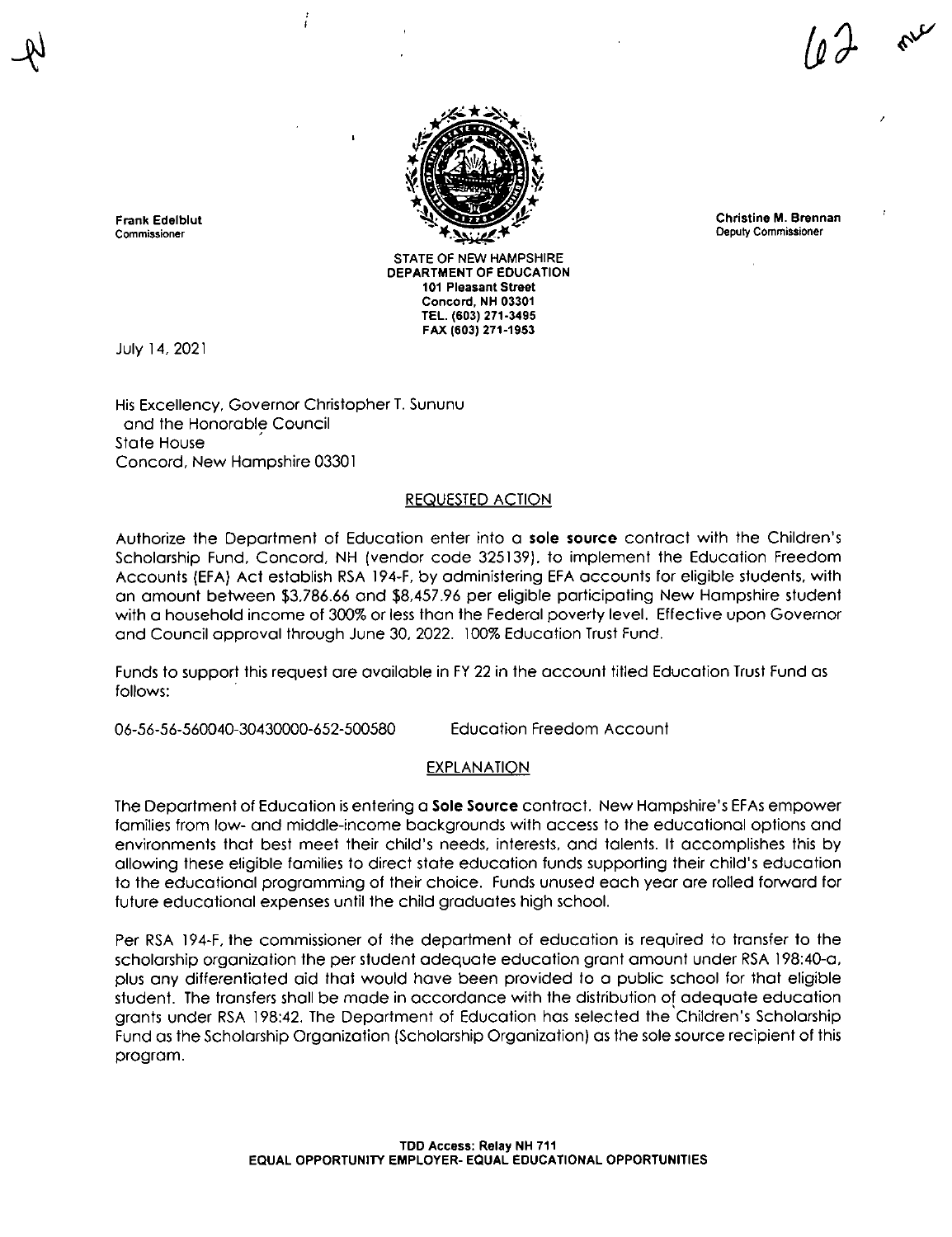**Frank Edelblut**
Commissioner

**Christine M. Brennan**
Deputy Commissioner

**STATE OF NEW HAMPSHIRE**
**DEPARTMENT OF EDUCATION**
**101 Pleasant Street**
**Concord, NH 03301**
**TEL. (603) 271-3495**
**FAX (603) 271-1953**

July 14, 2021

His Excellency, Governor Christopher T. Sununu
and the Honorable Council
State House
Concord, New Hampshire 03301

## REQUESTED ACTION

Authorize the Department of Education enter into a **sole source** contract with the Children's Scholarship Fund, Concord, NH (vendor code 325139), to implement the Education Freedom Accounts (EFA) Act establish RSA 194-F, by administering EFA accounts for eligible students, with an amount between $3,786.66 and $8,457.96 per eligible participating New Hampshire student with a household income of 300% or less than the Federal poverty level. Effective upon Governor and Council approval through June 30, 2022. 100% Education Trust Fund.

Funds to support this request are available in FY 22 in the account titled Education Trust Fund as follows:

06-56-56-560040-30430000-652-500580 Education Freedom Account

## EXPLANATION

The Department of Education is entering a **Sole Source** contract. New Hampshire's EFAs empower families from low- and middle-income backgrounds with access to the educational options and environments that best meet their child's needs, interests, and talents. It accomplishes this by allowing these eligible families to direct state education funds supporting their child's education to the educational programming of their choice. Funds unused each year are rolled forward for future educational expenses until the child graduates high school.

Per RSA 194-F, the commissioner of the department of education is required to transfer to the scholarship organization the per student adequate education grant amount under RSA 198:40-a, plus any differentiated aid that would have been provided to a public school for that eligible student. The transfers shall be made in accordance with the distribution of adequate education grants under RSA 198:42. The Department of Education has selected the Children's Scholarship Fund as the Scholarship Organization (Scholarship Organization) as the sole source recipient of this program.

**TDD Access: Relay NH 711**
**EQUAL OPPORTUNITY EMPLOYER- EQUAL EDUCATIONAL OPPORTUNITIES**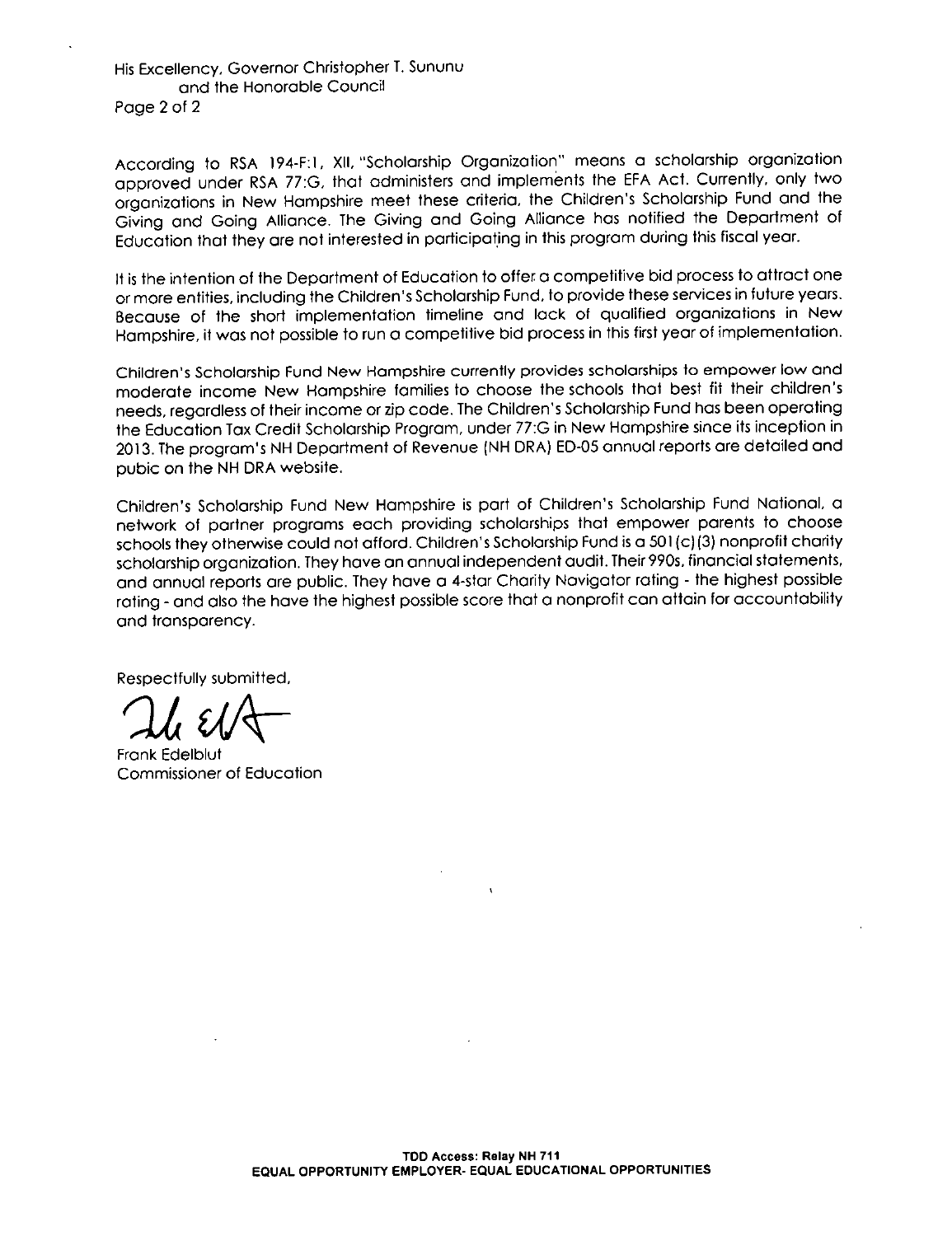His Excellency, Governor Christopher T. Sununu
and the Honorable Council

According to RSA 194-F:1, XII, "Scholarship Organization" means a scholarship organization approved under RSA 77:G, that administers and implements the EFA Act. Currently, only two organizations in New Hampshire meet these criteria, the Children's Scholarship Fund and the Giving and Going Alliance. The Giving and Going Alliance has notified the Department of Education that they are not interested in participating in this program during this fiscal year.

It is the intention of the Department of Education to offer a competitive bid process to attract one or more entities, including the Children's Scholarship Fund, to provide these services in future years. Because of the short implementation timeline and lack of qualified organizations in New Hampshire, it was not possible to run a competitive bid process in this first year of implementation.

Children's Scholarship Fund New Hampshire currently provides scholarships to empower low and moderate income New Hampshire families to choose the schools that best fit their children's needs, regardless of their income or zip code. The Children's Scholarship Fund has been operating the Education Tax Credit Scholarship Program, under 77:G in New Hampshire since its inception in 2013. The program's NH Department of Revenue (NH DRA) ED-05 annual reports are detailed and pubic on the NH DRA website.

Children's Scholarship Fund New Hampshire is part of Children's Scholarship Fund National, a network of partner programs each providing scholarships that empower parents to choose schools they otherwise could not afford. Children's Scholarship Fund is a 501(c)(3) nonprofit charity scholarship organization. They have an annual independent audit. Their 990s, financial statements, and annual reports are public. They have a 4-star Charity Navigator rating - the highest possible rating - and also the have the highest possible score that a nonprofit can attain for accountability and transparency.

Respectfully submitted,

Frank Edelblut
Commissioner of Education

TDD Access: Relay NH 711
EQUAL OPPORTUNITY EMPLOYER- EQUAL EDUCATIONAL OPPORTUNITIES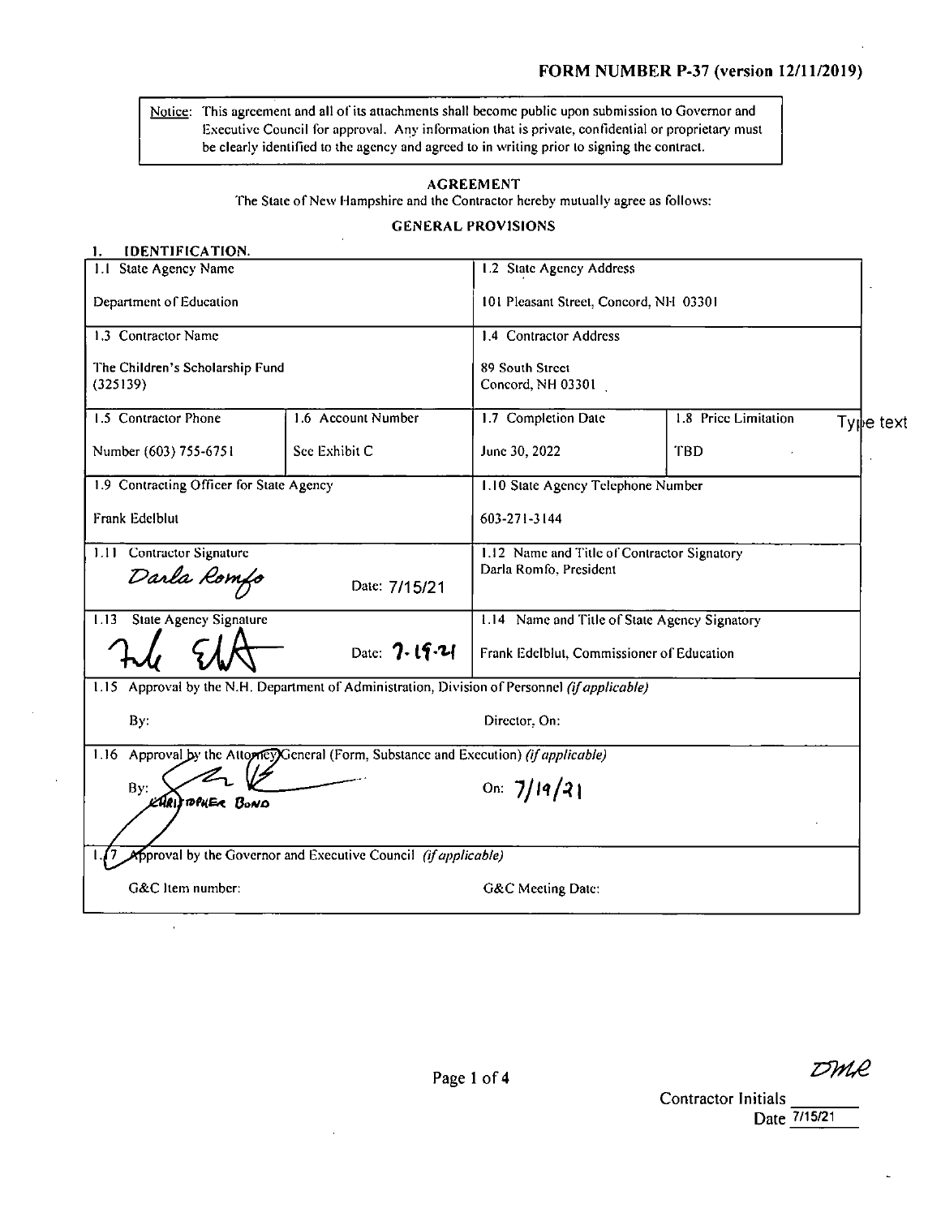**FORM NUMBER P-37 (version 12/11/2019)**

Notice: This agreement and all of its attachments shall become public upon submission to Governor and Executive Council for approval. Any information that is private, confidential or proprietary must be clearly identified to the agency and agreed to in writing prior to signing the contract.

**AGREEMENT**

The State of New Hampshire and the Contractor hereby mutually agree as follows:

**GENERAL PROVISIONS**

**1. IDENTIFICATION.**

| | | | |
|---|---|---|---|
| 1.1 State Agency Name<br>Department of Education | | 1.2 State Agency Address<br>101 Pleasant Street, Concord, NH 03301 | |
| 1.3 Contractor Name<br>The Children's Scholarship Fund (325139) | | 1.4 Contractor Address<br>89 South Street<br>Concord, NH 03301 | |
| 1.5 Contractor Phone<br>Number (603) 755-6751 | 1.6 Account Number<br>See Exhibit C | 1.7 Completion Date<br>June 30, 2022 | 1.8 Price Limitation<br>TBD |
| 1.9 Contracting Officer for State Agency<br>Frank Edelblut | | 1.10 State Agency Telephone Number<br>603-271-3144 | |
| 1.11 Contractor Signature<br>*Darla Romfo* Date: 7/15/21 | | 1.12 Name and Title of Contractor Signatory<br>Darla Romfo, President | |
| 1.13 State Agency Signature<br>*[signature]* Date: 7-19-21 | | 1.14 Name and Title of State Agency Signatory<br>Frank Edelblut, Commissioner of Education | |
| 1.15 Approval by the N.H. Department of Administration, Division of Personnel *(if applicable)*<br>By: Director, On: | | | |
| 1.16 Approval by the Attorney General (Form, Substance and Execution) *(if applicable)*<br>By: *[signature]* CHRISTOPHER BOND On: 7/19/21 | | | |
| 1.17 Approval by the Governor and Executive Council *(if applicable)*<br>G&C Item number: G&C Meeting Date: | | | |

Contractor Initials *DMR*
Date 7/15/21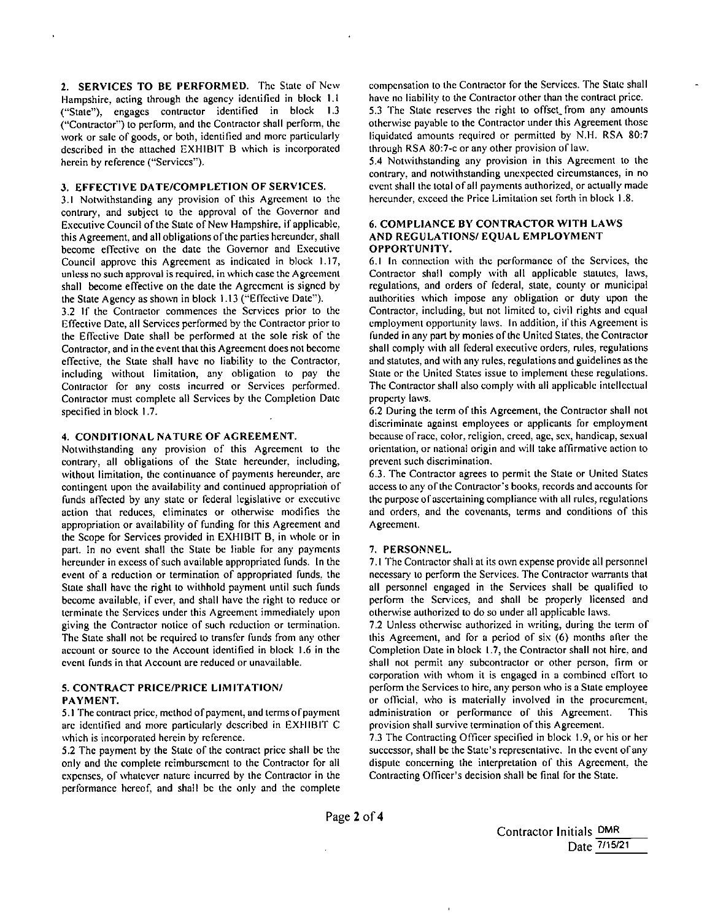**2. SERVICES TO BE PERFORMED.** The State of New Hampshire, acting through the agency identified in block 1.1 ("State"), engages contractor identified in block 1.3 ("Contractor") to perform, and the Contractor shall perform, the work or sale of goods, or both, identified and more particularly described in the attached EXHIBIT B which is incorporated herein by reference ("Services").

**3. EFFECTIVE DATE/COMPLETION OF SERVICES.**

3.1 Notwithstanding any provision of this Agreement to the contrary, and subject to the approval of the Governor and Executive Council of the State of New Hampshire, if applicable, this Agreement, and all obligations of the parties hereunder, shall become effective on the date the Governor and Executive Council approve this Agreement as indicated in block 1.17, unless no such approval is required, in which case the Agreement shall become effective on the date the Agreement is signed by the State Agency as shown in block 1.13 ("Effective Date").

3.2 If the Contractor commences the Services prior to the Effective Date, all Services performed by the Contractor prior to the Effective Date shall be performed at the sole risk of the Contractor, and in the event that this Agreement does not become effective, the State shall have no liability to the Contractor, including without limitation, any obligation to pay the Contractor for any costs incurred or Services performed. Contractor must complete all Services by the Completion Date specified in block 1.7.

**4. CONDITIONAL NATURE OF AGREEMENT.**

Notwithstanding any provision of this Agreement to the contrary, all obligations of the State hereunder, including, without limitation, the continuance of payments hereunder, are contingent upon the availability and continued appropriation of funds affected by any state or federal legislative or executive action that reduces, eliminates or otherwise modifies the appropriation or availability of funding for this Agreement and the Scope for Services provided in EXHIBIT B, in whole or in part. In no event shall the State be liable for any payments hereunder in excess of such available appropriated funds. In the event of a reduction or termination of appropriated funds, the State shall have the right to withhold payment until such funds become available, if ever, and shall have the right to reduce or terminate the Services under this Agreement immediately upon giving the Contractor notice of such reduction or termination. The State shall not be required to transfer funds from any other account or source to the Account identified in block 1.6 in the event funds in that Account are reduced or unavailable.

**5. CONTRACT PRICE/PRICE LIMITATION/ PAYMENT.**

5.1 The contract price, method of payment, and terms of payment are identified and more particularly described in EXHIBIT C which is incorporated herein by reference.

5.2 The payment by the State of the contract price shall be the only and the complete reimbursement to the Contractor for all expenses, of whatever nature incurred by the Contractor in the performance hereof, and shall be the only and the complete compensation to the Contractor for the Services. The State shall have no liability to the Contractor other than the contract price.

5.3 The State reserves the right to offset from any amounts otherwise payable to the Contractor under this Agreement those liquidated amounts required or permitted by N.H. RSA 80:7 through RSA 80:7-c or any other provision of law.

5.4 Notwithstanding any provision in this Agreement to the contrary, and notwithstanding unexpected circumstances, in no event shall the total of all payments authorized, or actually made hereunder, exceed the Price Limitation set forth in block 1.8.

**6. COMPLIANCE BY CONTRACTOR WITH LAWS AND REGULATIONS/ EQUAL EMPLOYMENT OPPORTUNITY.**

6.1 In connection with the performance of the Services, the Contractor shall comply with all applicable statutes, laws, regulations, and orders of federal, state, county or municipal authorities which impose any obligation or duty upon the Contractor, including, but not limited to, civil rights and equal employment opportunity laws. In addition, if this Agreement is funded in any part by monies of the United States, the Contractor shall comply with all federal executive orders, rules, regulations and statutes, and with any rules, regulations and guidelines as the State or the United States issue to implement these regulations. The Contractor shall also comply with all applicable intellectual property laws.

6.2 During the term of this Agreement, the Contractor shall not discriminate against employees or applicants for employment because of race, color, religion, creed, age, sex, handicap, sexual orientation, or national origin and will take affirmative action to prevent such discrimination.

6.3. The Contractor agrees to permit the State or United States access to any of the Contractor's books, records and accounts for the purpose of ascertaining compliance with all rules, regulations and orders, and the covenants, terms and conditions of this Agreement.

**7. PERSONNEL.**

7.1 The Contractor shall at its own expense provide all personnel necessary to perform the Services. The Contractor warrants that all personnel engaged in the Services shall be qualified to perform the Services, and shall be properly licensed and otherwise authorized to do so under all applicable laws.

7.2 Unless otherwise authorized in writing, during the term of this Agreement, and for a period of six (6) months after the Completion Date in block 1.7, the Contractor shall not hire, and shall not permit any subcontractor or other person, firm or corporation with whom it is engaged in a combined effort to perform the Services to hire, any person who is a State employee or official, who is materially involved in the procurement, administration or performance of this Agreement. This provision shall survive termination of this Agreement.

7.3 The Contracting Officer specified in block 1.9, or his or her successor, shall be the State's representative. In the event of any dispute concerning the interpretation of this Agreement, the Contracting Officer's decision shall be final for the State.

Contractor Initials DMR
Date 7/15/21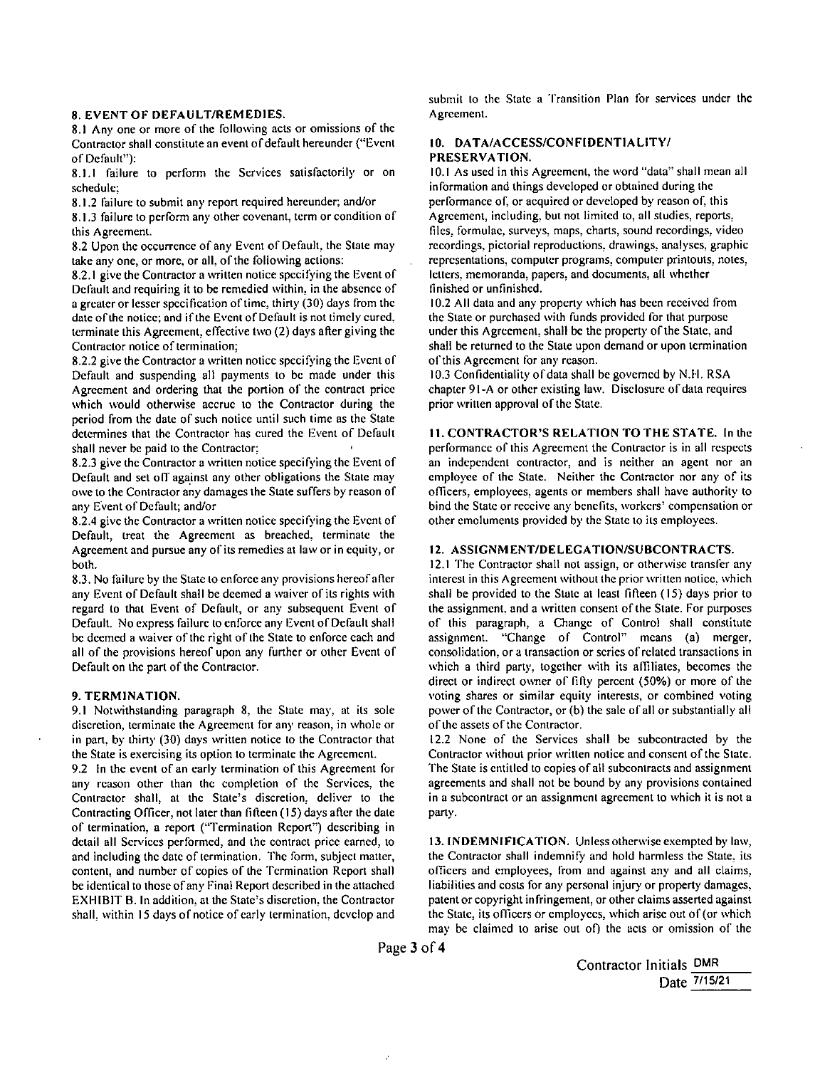## 8. EVENT OF DEFAULT/REMEDIES.

8.1 Any one or more of the following acts or omissions of the Contractor shall constitute an event of default hereunder ("Event of Default"):

8.1.1 failure to perform the Services satisfactorily or on schedule;

8.1.2 failure to submit any report required hereunder; and/or

8.1.3 failure to perform any other covenant, term or condition of this Agreement.

8.2 Upon the occurrence of any Event of Default, the State may take any one, or more, or all, of the following actions:

8.2.1 give the Contractor a written notice specifying the Event of Default and requiring it to be remedied within, in the absence of a greater or lesser specification of time, thirty (30) days from the date of the notice; and if the Event of Default is not timely cured, terminate this Agreement, effective two (2) days after giving the Contractor notice of termination;

8.2.2 give the Contractor a written notice specifying the Event of Default and suspending all payments to be made under this Agreement and ordering that the portion of the contract price which would otherwise accrue to the Contractor during the period from the date of such notice until such time as the State determines that the Contractor has cured the Event of Default shall never be paid to the Contractor;

8.2.3 give the Contractor a written notice specifying the Event of Default and set off against any other obligations the State may owe to the Contractor any damages the State suffers by reason of any Event of Default; and/or

8.2.4 give the Contractor a written notice specifying the Event of Default, treat the Agreement as breached, terminate the Agreement and pursue any of its remedies at law or in equity, or both.

8.3. No failure by the State to enforce any provisions hereof after any Event of Default shall be deemed a waiver of its rights with regard to that Event of Default, or any subsequent Event of Default. No express failure to enforce any Event of Default shall be deemed a waiver of the right of the State to enforce each and all of the provisions hereof upon any further or other Event of Default on the part of the Contractor.

## 9. TERMINATION.

9.1 Notwithstanding paragraph 8, the State may, at its sole discretion, terminate the Agreement for any reason, in whole or in part, by thirty (30) days written notice to the Contractor that the State is exercising its option to terminate the Agreement.

9.2 In the event of an early termination of this Agreement for any reason other than the completion of the Services, the Contractor shall, at the State's discretion, deliver to the Contracting Officer, not later than fifteen (15) days after the date of termination, a report ("Termination Report") describing in detail all Services performed, and the contract price earned, to and including the date of termination. The form, subject matter, content, and number of copies of the Termination Report shall be identical to those of any Final Report described in the attached EXHIBIT B. In addition, at the State's discretion, the Contractor shall, within 15 days of notice of early termination, develop and submit to the State a Transition Plan for services under the Agreement.

## 10. DATA/ACCESS/CONFIDENTIALITY/ PRESERVATION.

10.1 As used in this Agreement, the word "data" shall mean all information and things developed or obtained during the performance of, or acquired or developed by reason of, this Agreement, including, but not limited to, all studies, reports, files, formulae, surveys, maps, charts, sound recordings, video recordings, pictorial reproductions, drawings, analyses, graphic representations, computer programs, computer printouts, notes, letters, memoranda, papers, and documents, all whether finished or unfinished.

10.2 All data and any property which has been received from the State or purchased with funds provided for that purpose under this Agreement, shall be the property of the State, and shall be returned to the State upon demand or upon termination of this Agreement for any reason.

10.3 Confidentiality of data shall be governed by N.H. RSA chapter 91-A or other existing law. Disclosure of data requires prior written approval of the State.

## 11. CONTRACTOR'S RELATION TO THE STATE.

In the performance of this Agreement the Contractor is in all respects an independent contractor, and is neither an agent nor an employee of the State. Neither the Contractor nor any of its officers, employees, agents or members shall have authority to bind the State or receive any benefits, workers' compensation or other emoluments provided by the State to its employees.

## 12. ASSIGNMENT/DELEGATION/SUBCONTRACTS.

12.1 The Contractor shall not assign, or otherwise transfer any interest in this Agreement without the prior written notice, which shall be provided to the State at least fifteen (15) days prior to the assignment, and a written consent of the State. For purposes of this paragraph, a Change of Control shall constitute assignment. "Change of Control" means (a) merger, consolidation, or a transaction or series of related transactions in which a third party, together with its affiliates, becomes the direct or indirect owner of fifty percent (50%) or more of the voting shares or similar equity interests, or combined voting power of the Contractor, or (b) the sale of all or substantially all of the assets of the Contractor.

12.2 None of the Services shall be subcontracted by the Contractor without prior written notice and consent of the State. The State is entitled to copies of all subcontracts and assignment agreements and shall not be bound by any provisions contained in a subcontract or an assignment agreement to which it is not a party.

## 13. INDEMNIFICATION.

Unless otherwise exempted by law, the Contractor shall indemnify and hold harmless the State, its officers and employees, from and against any and all claims, liabilities and costs for any personal injury or property damages, patent or copyright infringement, or other claims asserted against the State, its officers or employees, which arise out of (or which may be claimed to arise out of) the acts or omission of the

Contractor Initials DMR
Date 7/15/21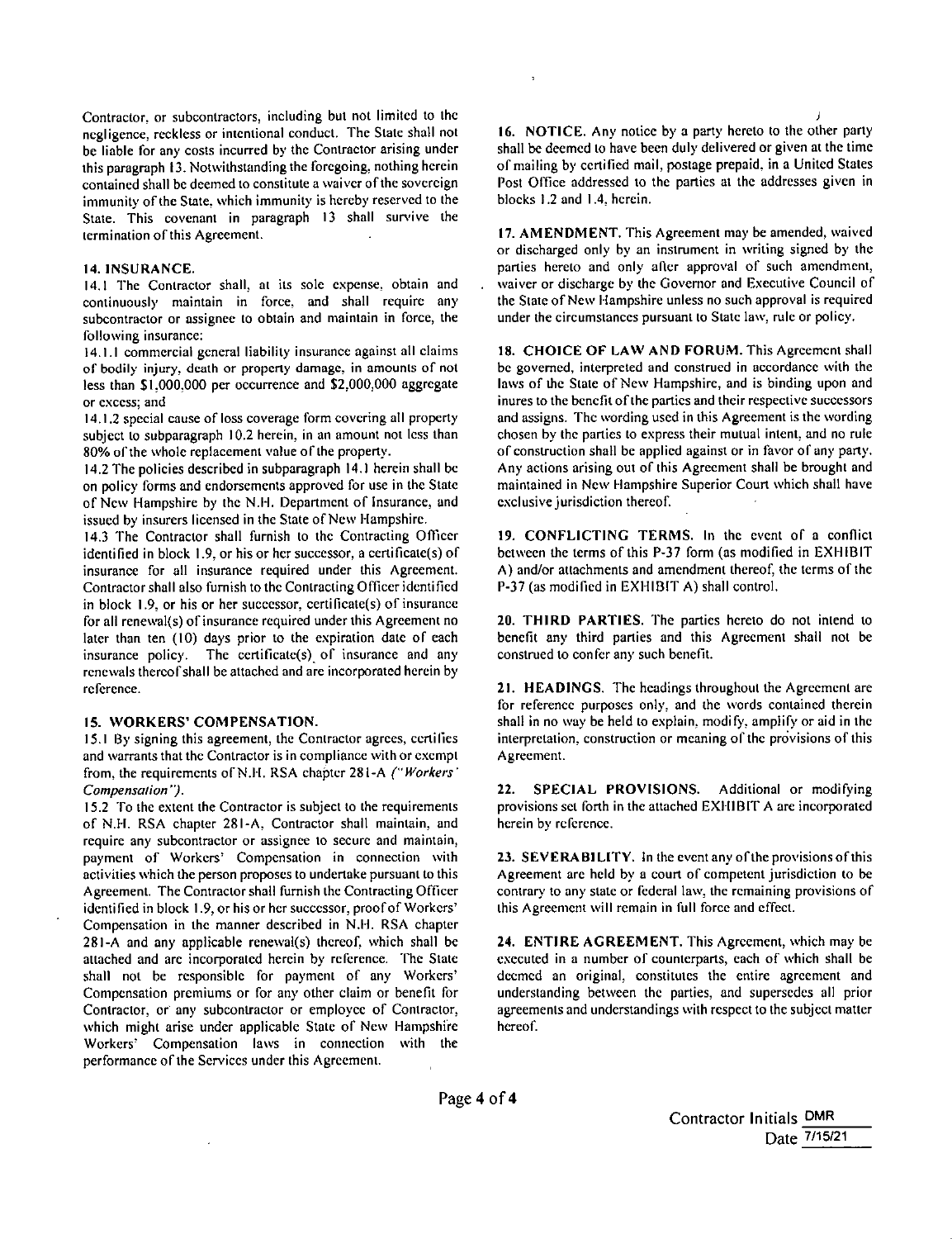Contractor, or subcontractors, including but not limited to the negligence, reckless or intentional conduct. The State shall not be liable for any costs incurred by the Contractor arising under this paragraph 13. Notwithstanding the foregoing, nothing herein contained shall be deemed to constitute a waiver of the sovereign immunity of the State, which immunity is hereby reserved to the State. This covenant in paragraph 13 shall survive the termination of this Agreement.

**14. INSURANCE.**

14.1 The Contractor shall, at its sole expense, obtain and continuously maintain in force, and shall require any subcontractor or assignee to obtain and maintain in force, the following insurance:

14.1.1 commercial general liability insurance against all claims of bodily injury, death or property damage, in amounts of not less than $1,000,000 per occurrence and $2,000,000 aggregate or excess; and

14.1.2 special cause of loss coverage form covering all property subject to subparagraph 10.2 herein, in an amount not less than 80% of the whole replacement value of the property.

14.2 The policies described in subparagraph 14.1 herein shall be on policy forms and endorsements approved for use in the State of New Hampshire by the N.H. Department of Insurance, and issued by insurers licensed in the State of New Hampshire.

14.3 The Contractor shall furnish to the Contracting Officer identified in block 1.9, or his or her successor, a certificate(s) of insurance for all insurance required under this Agreement. Contractor shall also furnish to the Contracting Officer identified in block 1.9, or his or her successor, certificate(s) of insurance for all renewal(s) of insurance required under this Agreement no later than ten (10) days prior to the expiration date of each insurance policy. The certificate(s) of insurance and any renewals thereof shall be attached and are incorporated herein by reference.

**15. WORKERS' COMPENSATION.**

15.1 By signing this agreement, the Contractor agrees, certifies and warrants that the Contractor is in compliance with or exempt from, the requirements of N.H. RSA chapter 281-A *("Workers' Compensation")*.

15.2 To the extent the Contractor is subject to the requirements of N.H. RSA chapter 281-A, Contractor shall maintain, and require any subcontractor or assignee to secure and maintain, payment of Workers' Compensation in connection with activities which the person proposes to undertake pursuant to this Agreement. The Contractor shall furnish the Contracting Officer identified in block 1.9, or his or her successor, proof of Workers' Compensation in the manner described in N.H. RSA chapter 281-A and any applicable renewal(s) thereof, which shall be attached and are incorporated herein by reference. The State shall not be responsible for payment of any Workers' Compensation premiums or for any other claim or benefit for Contractor, or any subcontractor or employee of Contractor, which might arise under applicable State of New Hampshire Workers' Compensation laws in connection with the performance of the Services under this Agreement.

**16. NOTICE.** Any notice by a party hereto to the other party shall be deemed to have been duly delivered or given at the time of mailing by certified mail, postage prepaid, in a United States Post Office addressed to the parties at the addresses given in blocks 1.2 and 1.4, herein.

**17. AMENDMENT.** This Agreement may be amended, waived or discharged only by an instrument in writing signed by the parties hereto and only after approval of such amendment, waiver or discharge by the Governor and Executive Council of the State of New Hampshire unless no such approval is required under the circumstances pursuant to State law, rule or policy.

**18. CHOICE OF LAW AND FORUM.** This Agreement shall be governed, interpreted and construed in accordance with the laws of the State of New Hampshire, and is binding upon and inures to the benefit of the parties and their respective successors and assigns. The wording used in this Agreement is the wording chosen by the parties to express their mutual intent, and no rule of construction shall be applied against or in favor of any party. Any actions arising out of this Agreement shall be brought and maintained in New Hampshire Superior Court which shall have exclusive jurisdiction thereof.

**19. CONFLICTING TERMS.** In the event of a conflict between the terms of this P-37 form (as modified in EXHIBIT A) and/or attachments and amendment thereof, the terms of the P-37 (as modified in EXHIBIT A) shall control.

**20. THIRD PARTIES.** The parties hereto do not intend to benefit any third parties and this Agreement shall not be construed to confer any such benefit.

**21. HEADINGS.** The headings throughout the Agreement are for reference purposes only, and the words contained therein shall in no way be held to explain, modify, amplify or aid in the interpretation, construction or meaning of the provisions of this Agreement.

**22. SPECIAL PROVISIONS.** Additional or modifying provisions set forth in the attached EXHIBIT A are incorporated herein by reference.

**23. SEVERABILITY.** In the event any of the provisions of this Agreement are held by a court of competent jurisdiction to be contrary to any state or federal law, the remaining provisions of this Agreement will remain in full force and effect.

**24. ENTIRE AGREEMENT.** This Agreement, which may be executed in a number of counterparts, each of which shall be deemed an original, constitutes the entire agreement and understanding between the parties, and supersedes all prior agreements and understandings with respect to the subject matter hereof.

Contractor Initials DMR
Date 7/15/21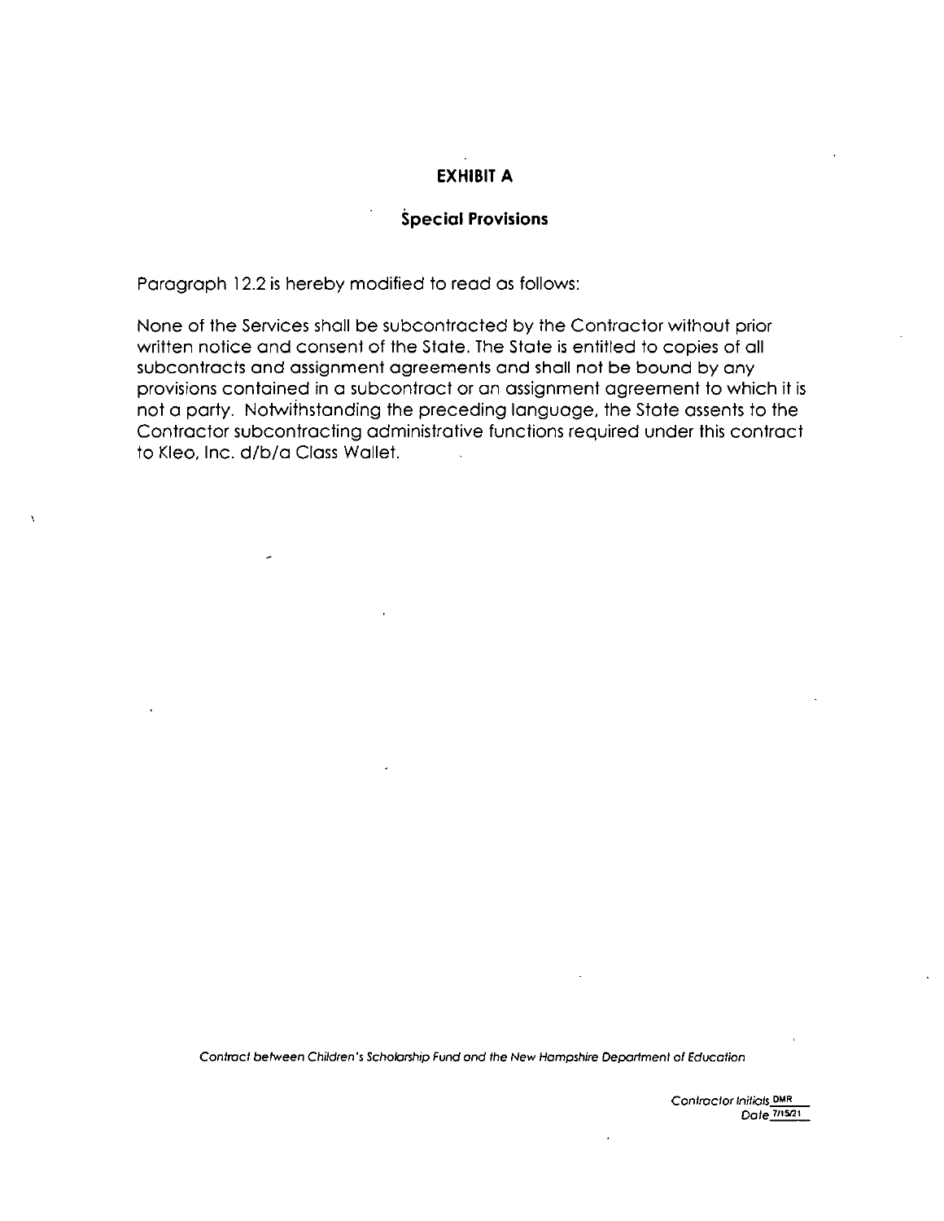# EXHIBIT A

## Special Provisions

Paragraph 12.2 is hereby modified to read as follows:

None of the Services shall be subcontracted by the Contractor without prior written notice and consent of the State. The State is entitled to copies of all subcontracts and assignment agreements and shall not be bound by any provisions contained in a subcontract or an assignment agreement to which it is not a party. Notwithstanding the preceding language, the State assents to the Contractor subcontracting administrative functions required under this contract to Kleo, Inc. d/b/a Class Wallet.

*Contract between Children's Scholarship Fund and the New Hampshire Department of Education*

Contractor Initials DMR
Date 7/15/21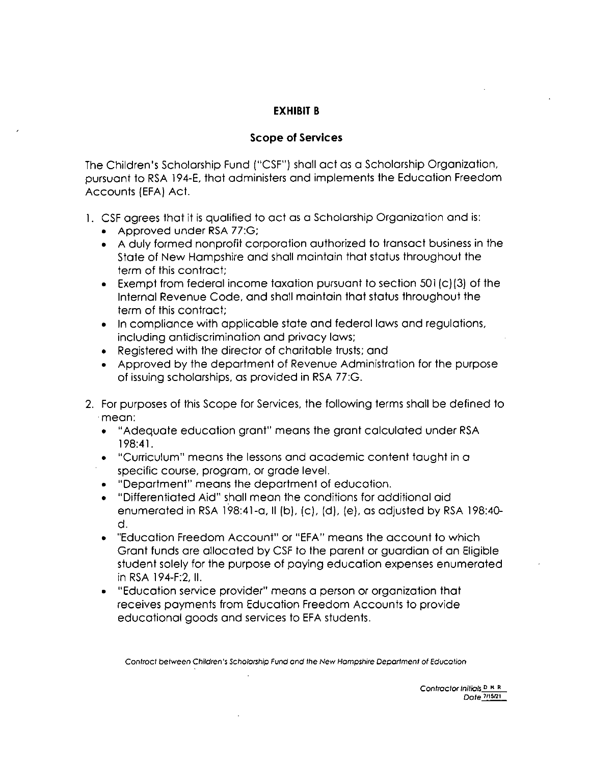## EXHIBIT B

### Scope of Services

The Children's Scholarship Fund ("CSF") shall act as a Scholarship Organization, pursuant to RSA 194-E, that administers and implements the Education Freedom Accounts (EFA) Act.

1. CSF agrees that it is qualified to act as a Scholarship Organization and is:
   - Approved under RSA 77:G;
   - A duly formed nonprofit corporation authorized to transact business in the State of New Hampshire and shall maintain that status throughout the term of this contract;
   - Exempt from federal income taxation pursuant to section 501(c)(3) of the Internal Revenue Code, and shall maintain that status throughout the term of this contract;
   - In compliance with applicable state and federal laws and regulations, including antidiscrimination and privacy laws;
   - Registered with the director of charitable trusts; and
   - Approved by the department of Revenue Administration for the purpose of issuing scholarships, as provided in RSA 77:G.

2. For purposes of this Scope for Services, the following terms shall be defined to mean:
   - "Adequate education grant" means the grant calculated under RSA 198:41.
   - "Curriculum" means the lessons and academic content taught in a specific course, program, or grade level.
   - "Department" means the department of education.
   - "Differentiated Aid" shall mean the conditions for additional aid enumerated in RSA 198:41-a, II (b), (c), (d), (e), as adjusted by RSA 198:40-d.
   - "Education Freedom Account" or "EFA" means the account to which Grant funds are allocated by CSF to the parent or guardian of an Eligible student solely for the purpose of paying education expenses enumerated in RSA 194-F:2, II.
   - "Education service provider" means a person or organization that receives payments from Education Freedom Accounts to provide educational goods and services to EFA students.

*Contract between Children's Scholarship Fund and the New Hampshire Department of Education*

Contractor Initials D H R
Date 7/15/21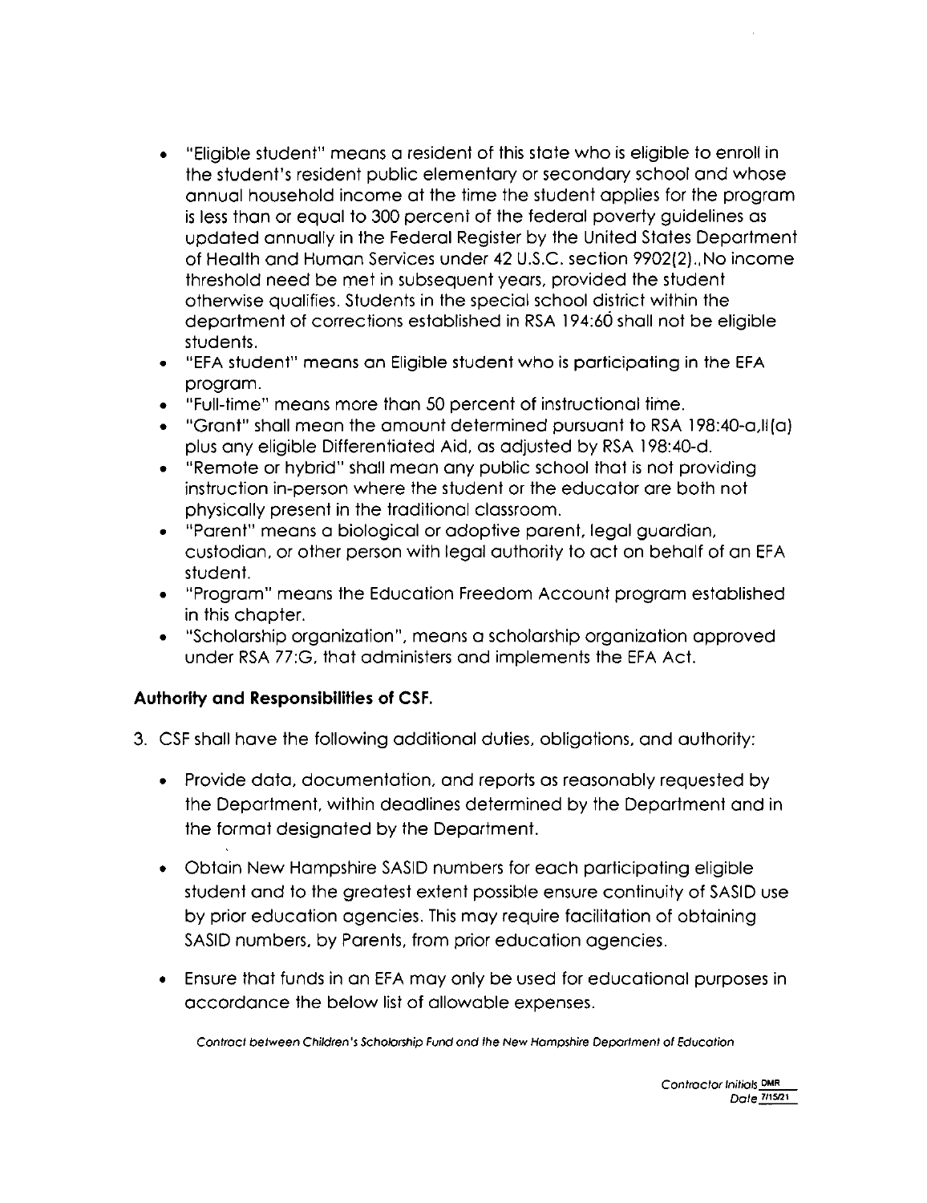- "Eligible student" means a resident of this state who is eligible to enroll in the student's resident public elementary or secondary school and whose annual household income at the time the student applies for the program is less than or equal to 300 percent of the federal poverty guidelines as updated annually in the Federal Register by the United States Department of Health and Human Services under 42 U.S.C. section 9902(2).,No income threshold need be met in subsequent years, provided the student otherwise qualifies. Students in the special school district within the department of corrections established in RSA 194:60 shall not be eligible students.
- "EFA student" means an Eligible student who is participating in the EFA program.
- "Full-time" means more than 50 percent of instructional time.
- "Grant" shall mean the amount determined pursuant to RSA 198:40-a,II(a) plus any eligible Differentiated Aid, as adjusted by RSA 198:40-d.
- "Remote or hybrid" shall mean any public school that is not providing instruction in-person where the student or the educator are both not physically present in the traditional classroom.
- "Parent" means a biological or adoptive parent, legal guardian, custodian, or other person with legal authority to act on behalf of an EFA student.
- "Program" means the Education Freedom Account program established in this chapter.
- "Scholarship organization", means a scholarship organization approved under RSA 77:G, that administers and implements the EFA Act.

**Authority and Responsibilities of CSF.**

3. CSF shall have the following additional duties, obligations, and authority:

   - Provide data, documentation, and reports as reasonably requested by the Department, within deadlines determined by the Department and in the format designated by the Department.

   - Obtain New Hampshire SASID numbers for each participating eligible student and to the greatest extent possible ensure continuity of SASID use by prior education agencies. This may require facilitation of obtaining SASID numbers, by Parents, from prior education agencies.

   - Ensure that funds in an EFA may only be used for educational purposes in accordance the below list of allowable expenses.

*Contract between Children's Scholarship Fund and the New Hampshire Department of Education*

Contractor Initials DMR
Date 7/15/21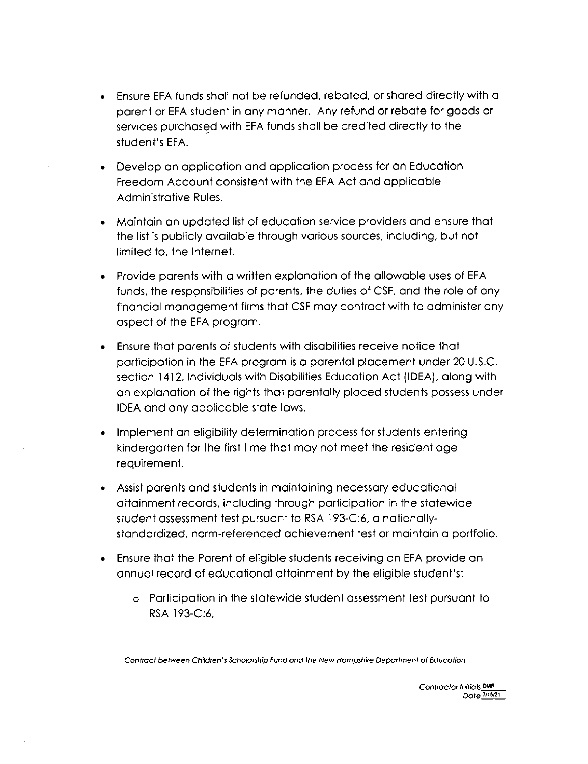- Ensure EFA funds shall not be refunded, rebated, or shared directly with a parent or EFA student in any manner. Any refund or rebate for goods or services purchased with EFA funds shall be credited directly to the student's EFA.
- Develop an application and application process for an Education Freedom Account consistent with the EFA Act and applicable Administrative Rules.
- Maintain an updated list of education service providers and ensure that the list is publicly available through various sources, including, but not limited to, the Internet.
- Provide parents with a written explanation of the allowable uses of EFA funds, the responsibilities of parents, the duties of CSF, and the role of any financial management firms that CSF may contract with to administer any aspect of the EFA program.
- Ensure that parents of students with disabilities receive notice that participation in the EFA program is a parental placement under 20 U.S.C. section 1412, Individuals with Disabilities Education Act (IDEA), along with an explanation of the rights that parentally placed students possess under IDEA and any applicable state laws.
- Implement an eligibility determination process for students entering kindergarten for the first time that may not meet the resident age requirement.
- Assist parents and students in maintaining necessary educational attainment records, including through participation in the statewide student assessment test pursuant to RSA 193-C:6, a nationally-standardized, norm-referenced achievement test or maintain a portfolio.
- Ensure that the Parent of eligible students receiving an EFA provide an annual record of educational attainment by the eligible student's:
  - Participation in the statewide student assessment test pursuant to RSA 193-C:6,

*Contract between Children's Scholarship Fund and the New Hampshire Department of Education*

Contractor Initials DMR
Date 7/15/21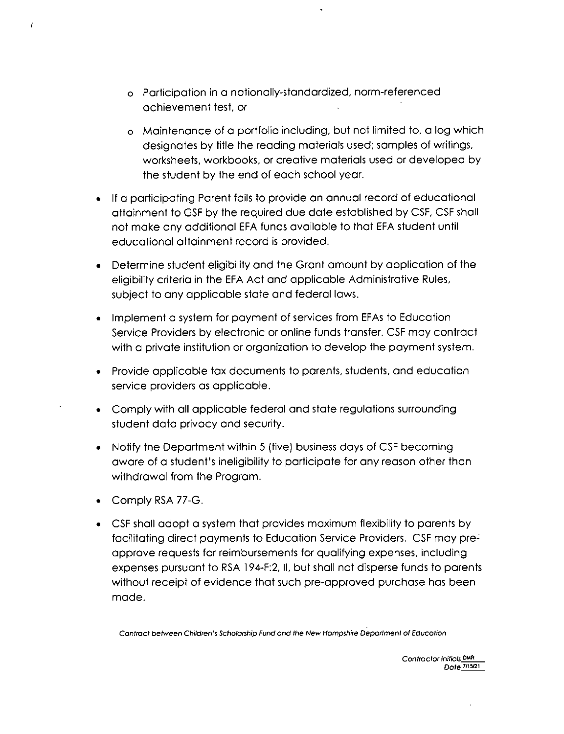- Participation in a nationally-standardized, norm-referenced achievement test, or
- Maintenance of a portfolio including, but not limited to, a log which designates by title the reading materials used; samples of writings, worksheets, workbooks, or creative materials used or developed by the student by the end of each school year.

- If a participating Parent fails to provide an annual record of educational attainment to CSF by the required due date established by CSF, CSF shall not make any additional EFA funds available to that EFA student until educational attainment record is provided.
- Determine student eligibility and the Grant amount by application of the eligibility criteria in the EFA Act and applicable Administrative Rules, subject to any applicable state and federal laws.
- Implement a system for payment of services from EFAs to Education Service Providers by electronic or online funds transfer. CSF may contract with a private institution or organization to develop the payment system.
- Provide applicable tax documents to parents, students, and education service providers as applicable.
- Comply with all applicable federal and state regulations surrounding student data privacy and security.
- Notify the Department within 5 (five) business days of CSF becoming aware of a student's ineligibility to participate for any reason other than withdrawal from the Program.
- Comply RSA 77-G.
- CSF shall adopt a system that provides maximum flexibility to parents by facilitating direct payments to Education Service Providers. CSF may pre-approve requests for reimbursements for qualifying expenses, including expenses pursuant to RSA 194-F:2, II, but shall not disperse funds to parents without receipt of evidence that such pre-approved purchase has been made.

*Contract between Children's Scholarship Fund and the New Hampshire Department of Education*

Contractor Initials DMR
Date 7/15/21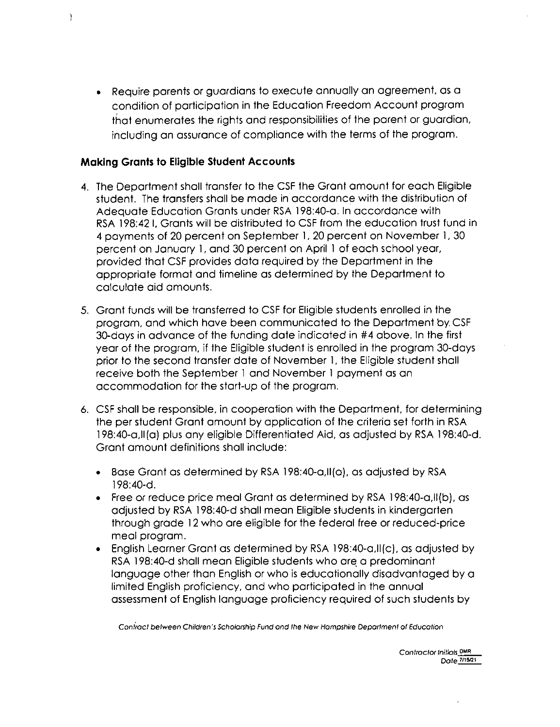- Require parents or guardians to execute annually an agreement, as a condition of participation in the Education Freedom Account program that enumerates the rights and responsibilities of the parent or guardian, including an assurance of compliance with the terms of the program.

### Making Grants to Eligible Student Accounts

4. The Department shall transfer to the CSF the Grant amount for each Eligible student. The transfers shall be made in accordance with the distribution of Adequate Education Grants under RSA 198:40-a. In accordance with RSA 198:42 I, Grants will be distributed to CSF from the education trust fund in 4 payments of 20 percent on September 1, 20 percent on November 1, 30 percent on January 1, and 30 percent on April 1 of each school year, provided that CSF provides data required by the Department in the appropriate format and timeline as determined by the Department to calculate aid amounts.

5. Grant funds will be transferred to CSF for Eligible students enrolled in the program, and which have been communicated to the Department by CSF 30-days in advance of the funding date indicated in #4 above. In the first year of the program, if the Eligible student is enrolled in the program 30-days prior to the second transfer date of November 1, the Eligible student shall receive both the September 1 and November 1 payment as an accommodation for the start-up of the program.

6. CSF shall be responsible, in cooperation with the Department, for determining the per student Grant amount by application of the criteria set forth in RSA 198:40-a,II(a) plus any eligible Differentiated Aid, as adjusted by RSA 198:40-d. Grant amount definitions shall include:

   - Base Grant as determined by RSA 198:40-a,II(a), as adjusted by RSA 198:40-d.
   - Free or reduce price meal Grant as determined by RSA 198:40-a,II(b), as adjusted by RSA 198:40-d shall mean Eligible students in kindergarten through grade 12 who are eligible for the federal free or reduced-price meal program.
   - English Learner Grant as determined by RSA 198:40-a,II(c), as adjusted by RSA 198:40-d shall mean Eligible students who are a predominant language other than English or who is educationally disadvantaged by a limited English proficiency, and who participated in the annual assessment of English language proficiency required of such students by

*Contract between Children's Scholarship Fund and the New Hampshire Department of Education*

Contractor Initials DMR
Date 7/15/21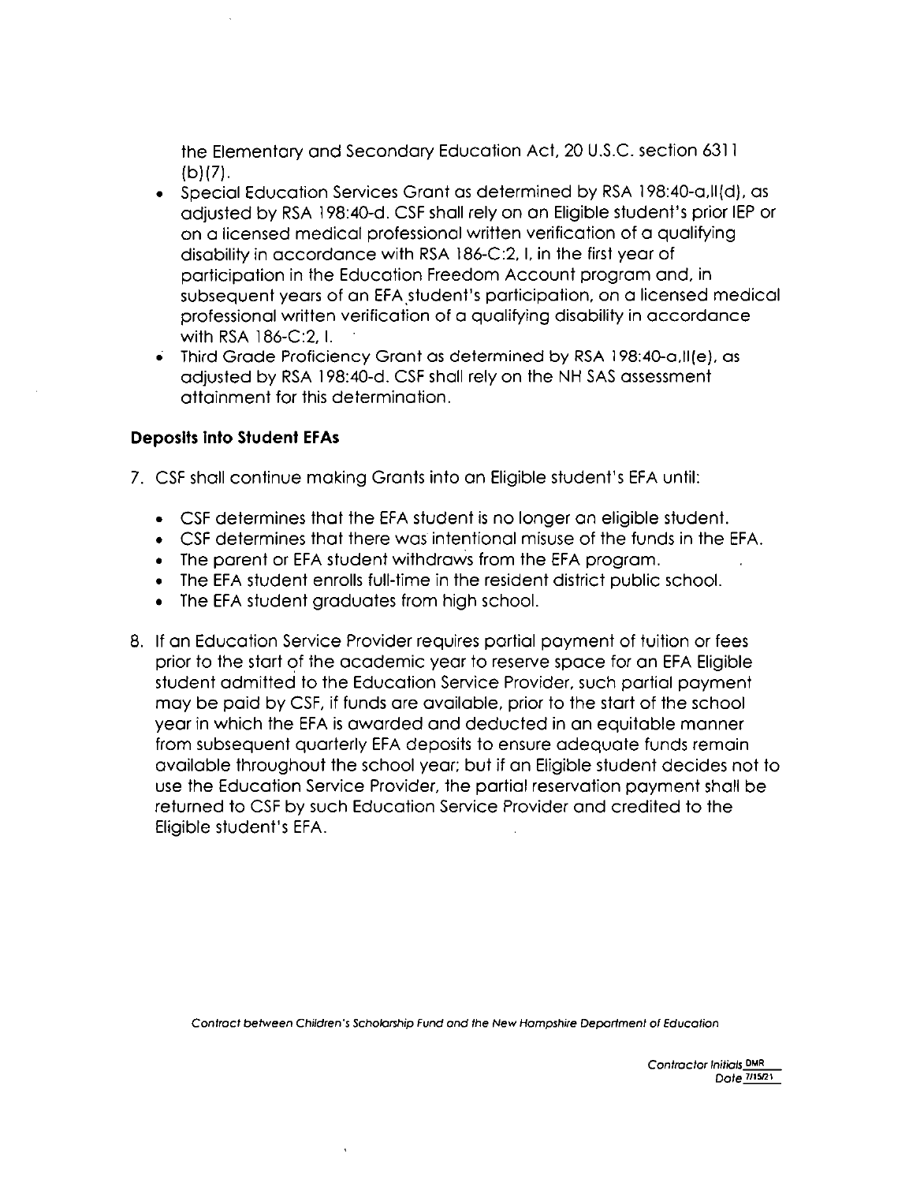the Elementary and Secondary Education Act, 20 U.S.C. section 6311 (b)(7).

- Special Education Services Grant as determined by RSA 198:40-a,II(d), as adjusted by RSA 198:40-d. CSF shall rely on an Eligible student's prior IEP or on a licensed medical professional written verification of a qualifying disability in accordance with RSA 186-C:2, I, in the first year of participation in the Education Freedom Account program and, in subsequent years of an EFA student's participation, on a licensed medical professional written verification of a qualifying disability in accordance with RSA 186-C:2, I.
- Third Grade Proficiency Grant as determined by RSA 198:40-a,II(e), as adjusted by RSA 198:40-d. CSF shall rely on the NH SAS assessment attainment for this determination.

**Deposits into Student EFAs**

7. CSF shall continue making Grants into an Eligible student's EFA until:

   - CSF determines that the EFA student is no longer an eligible student.
   - CSF determines that there was intentional misuse of the funds in the EFA.
   - The parent or EFA student withdraws from the EFA program.
   - The EFA student enrolls full-time in the resident district public school.
   - The EFA student graduates from high school.

8. If an Education Service Provider requires partial payment of tuition or fees prior to the start of the academic year to reserve space for an EFA Eligible student admitted to the Education Service Provider, such partial payment may be paid by CSF, if funds are available, prior to the start of the school year in which the EFA is awarded and deducted in an equitable manner from subsequent quarterly EFA deposits to ensure adequate funds remain available throughout the school year; but if an Eligible student decides not to use the Education Service Provider, the partial reservation payment shall be returned to CSF by such Education Service Provider and credited to the Eligible student's EFA.

*Contract between Children's Scholarship Fund and the New Hampshire Department of Education*

*Contractor Initials* DMR
*Date* 7/15/21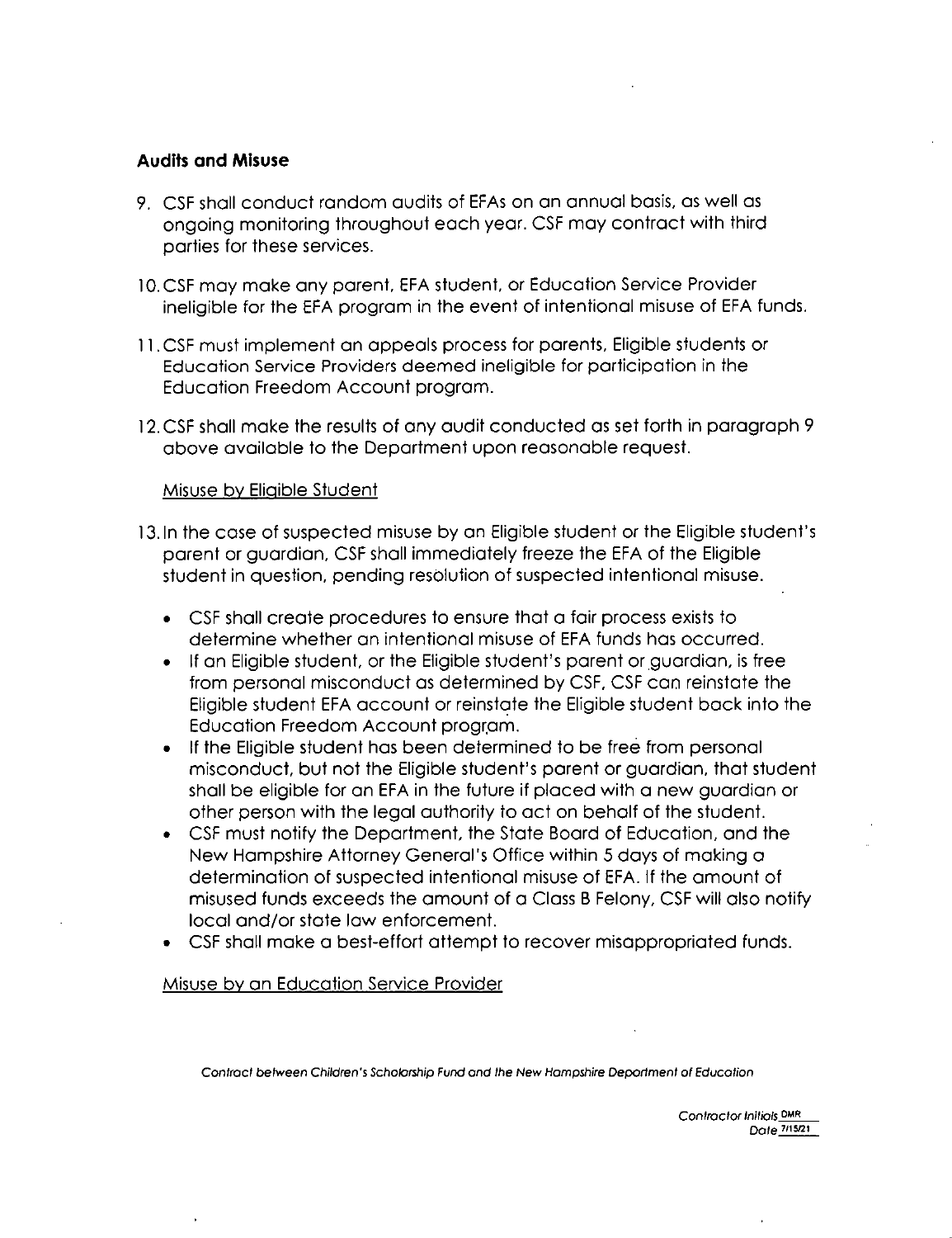### Audits and Misuse

9. CSF shall conduct random audits of EFAs on an annual basis, as well as ongoing monitoring throughout each year. CSF may contract with third parties for these services.

10. CSF may make any parent, EFA student, or Education Service Provider ineligible for the EFA program in the event of intentional misuse of EFA funds.

11. CSF must implement an appeals process for parents, Eligible students or Education Service Providers deemed ineligible for participation in the Education Freedom Account program.

12. CSF shall make the results of any audit conducted as set forth in paragraph 9 above available to the Department upon reasonable request.

<u>Misuse by Eligible Student</u>

13. In the case of suspected misuse by an Eligible student or the Eligible student's parent or guardian, CSF shall immediately freeze the EFA of the Eligible student in question, pending resolution of suspected intentional misuse.

    - CSF shall create procedures to ensure that a fair process exists to determine whether an intentional misuse of EFA funds has occurred.
    - If an Eligible student, or the Eligible student's parent or guardian, is free from personal misconduct as determined by CSF, CSF can reinstate the Eligible student EFA account or reinstate the Eligible student back into the Education Freedom Account program.
    - If the Eligible student has been determined to be free from personal misconduct, but not the Eligible student's parent or guardian, that student shall be eligible for an EFA in the future if placed with a new guardian or other person with the legal authority to act on behalf of the student.
    - CSF must notify the Department, the State Board of Education, and the New Hampshire Attorney General's Office within 5 days of making a determination of suspected intentional misuse of EFA. If the amount of misused funds exceeds the amount of a Class B Felony, CSF will also notify local and/or state law enforcement.
    - CSF shall make a best-effort attempt to recover misappropriated funds.

<u>Misuse by an Education Service Provider</u>

*Contract between Children's Scholarship Fund and the New Hampshire Department of Education*

Contractor Initials DMR
Date 7/15/21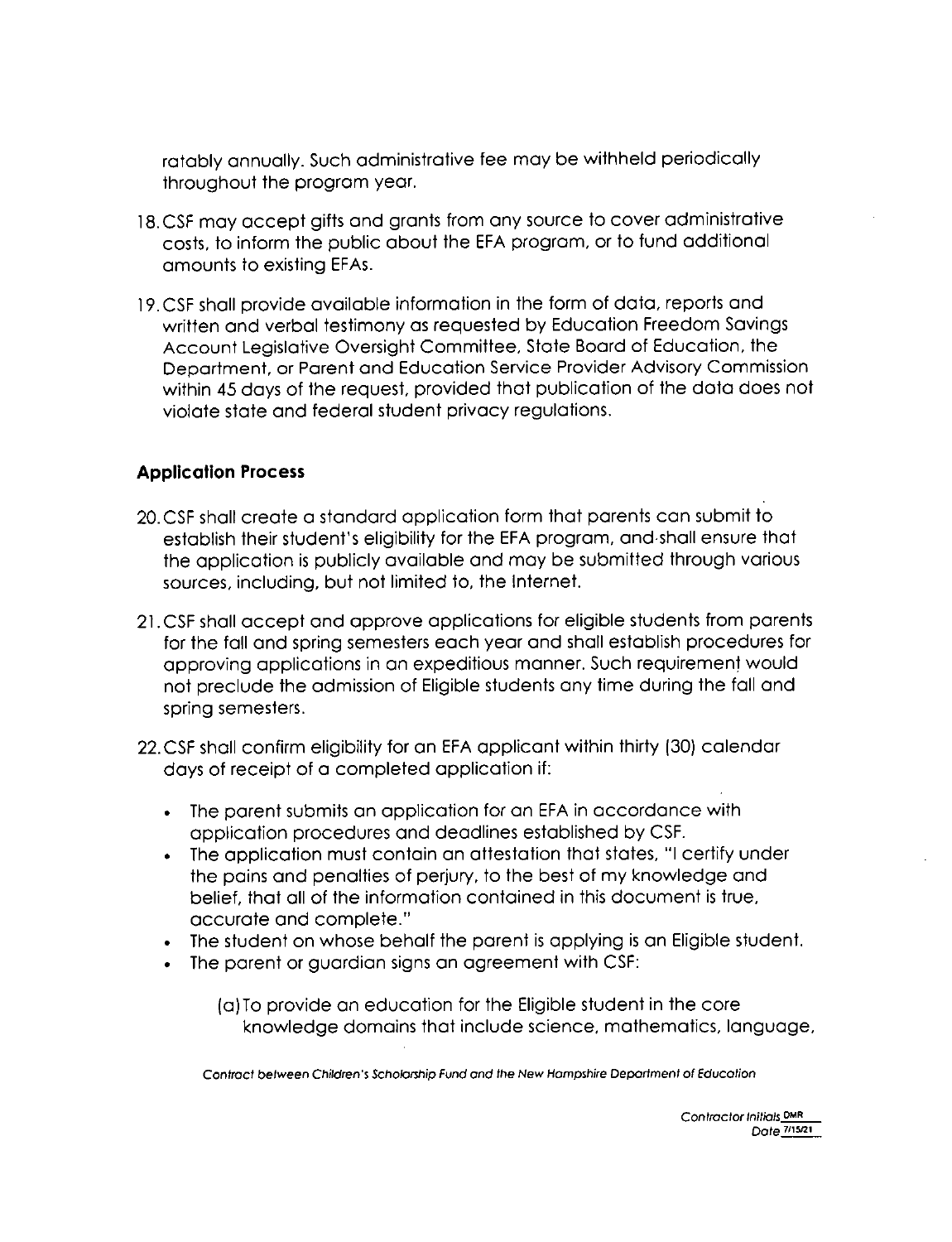ratably annually. Such administrative fee may be withheld periodically throughout the program year.

18. CSF may accept gifts and grants from any source to cover administrative costs, to inform the public about the EFA program, or to fund additional amounts to existing EFAs.

19. CSF shall provide available information in the form of data, reports and written and verbal testimony as requested by Education Freedom Savings Account Legislative Oversight Committee, State Board of Education, the Department, or Parent and Education Service Provider Advisory Commission within 45 days of the request, provided that publication of the data does not violate state and federal student privacy regulations.

### Application Process

20. CSF shall create a standard application form that parents can submit to establish their student's eligibility for the EFA program, and shall ensure that the application is publicly available and may be submitted through various sources, including, but not limited to, the Internet.

21. CSF shall accept and approve applications for eligible students from parents for the fall and spring semesters each year and shall establish procedures for approving applications in an expeditious manner. Such requirement would not preclude the admission of Eligible students any time during the fall and spring semesters.

22. CSF shall confirm eligibility for an EFA applicant within thirty (30) calendar days of receipt of a completed application if:

    - The parent submits an application for an EFA in accordance with application procedures and deadlines established by CSF.
    - The application must contain an attestation that states, "I certify under the pains and penalties of perjury, to the best of my knowledge and belief, that all of the information contained in this document is true, accurate and complete."
    - The student on whose behalf the parent is applying is an Eligible student.
    - The parent or guardian signs an agreement with CSF:

        (a) To provide an education for the Eligible student in the core knowledge domains that include science, mathematics, language,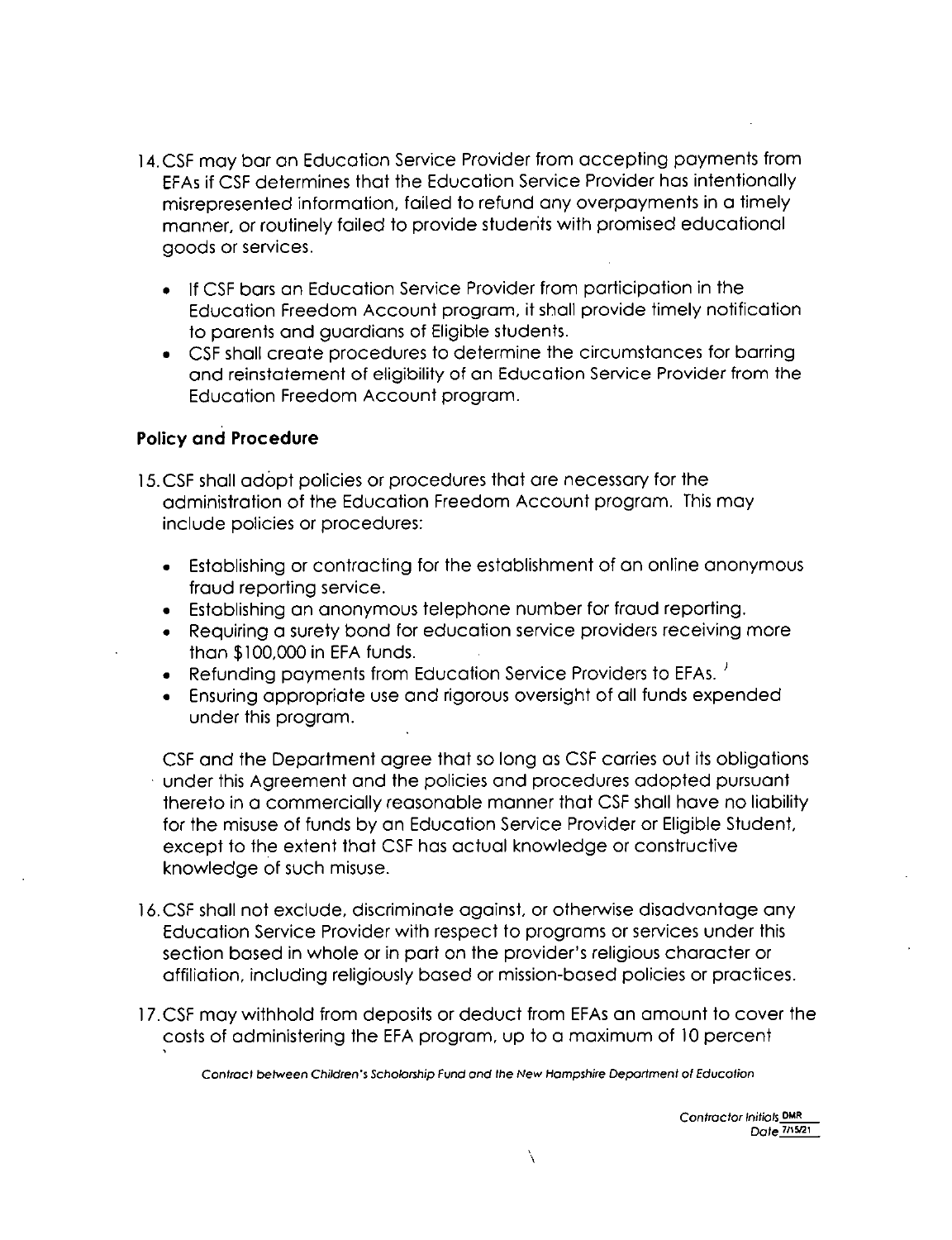14. CSF may bar an Education Service Provider from accepting payments from EFAs if CSF determines that the Education Service Provider has intentionally misrepresented information, failed to refund any overpayments in a timely manner, or routinely failed to provide students with promised educational goods or services.

    - If CSF bars an Education Service Provider from participation in the Education Freedom Account program, it shall provide timely notification to parents and guardians of Eligible students.
    - CSF shall create procedures to determine the circumstances for barring and reinstatement of eligibility of an Education Service Provider from the Education Freedom Account program.

**Policy and Procedure**

15. CSF shall adopt policies or procedures that are necessary for the administration of the Education Freedom Account program. This may include policies or procedures:

    - Establishing or contracting for the establishment of an online anonymous fraud reporting service.
    - Establishing an anonymous telephone number for fraud reporting.
    - Requiring a surety bond for education service providers receiving more than $100,000 in EFA funds.
    - Refunding payments from Education Service Providers to EFAs.
    - Ensuring appropriate use and rigorous oversight of all funds expended under this program.

    CSF and the Department agree that so long as CSF carries out its obligations under this Agreement and the policies and procedures adopted pursuant thereto in a commercially reasonable manner that CSF shall have no liability for the misuse of funds by an Education Service Provider or Eligible Student, except to the extent that CSF has actual knowledge or constructive knowledge of such misuse.

16. CSF shall not exclude, discriminate against, or otherwise disadvantage any Education Service Provider with respect to programs or services under this section based in whole or in part on the provider's religious character or affiliation, including religiously based or mission-based policies or practices.

17. CSF may withhold from deposits or deduct from EFAs an amount to cover the costs of administering the EFA program, up to a maximum of 10 percent

*Contract between Children's Scholarship Fund and the New Hampshire Department of Education*

*Contractor Initials* DMR
*Date* 7/15/21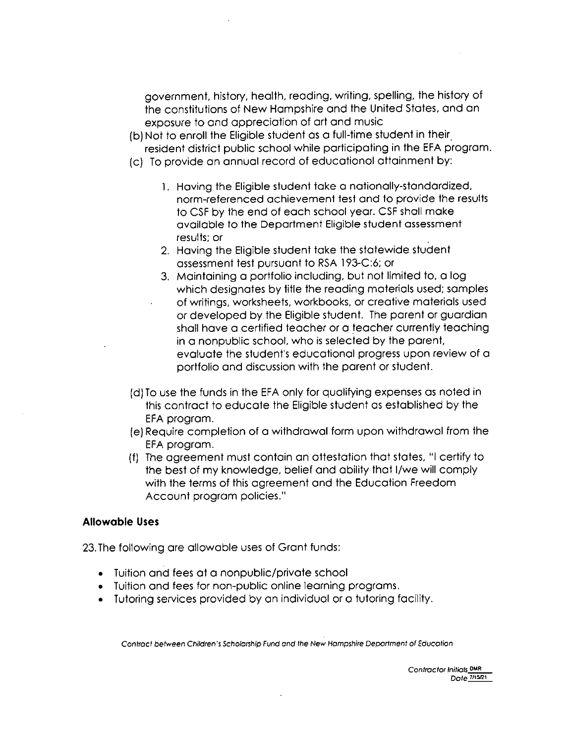government, history, health, reading, writing, spelling, the history of the constitutions of New Hampshire and the United States, and an exposure to and appreciation of art and music

(b) Not to enroll the Eligible student as a full-time student in their resident district public school while participating in the EFA program.

(c) To provide an annual record of educational attainment by:

1. Having the Eligible student take a nationally-standardized, norm-referenced achievement test and to provide the results to CSF by the end of each school year. CSF shall make available to the Department Eligible student assessment results; or
2. Having the Eligible student take the statewide student assessment test pursuant to RSA 193-C:6; or
3. Maintaining a portfolio including, but not limited to, a log which designates by title the reading materials used; samples of writings, worksheets, workbooks, or creative materials used or developed by the Eligible student. The parent or guardian shall have a certified teacher or a teacher currently teaching in a nonpublic school, who is selected by the parent, evaluate the student's educational progress upon review of a portfolio and discussion with the parent or student.

(d) To use the funds in the EFA only for qualifying expenses as noted in this contract to educate the Eligible student as established by the EFA program.

(e) Require completion of a withdrawal form upon withdrawal from the EFA program.

(f) The agreement must contain an attestation that states, "I certify to the best of my knowledge, belief and ability that I/we will comply with the terms of this agreement and the Education Freedom Account program policies."

**Allowable Uses**

23. The following are allowable uses of Grant funds:

- Tuition and fees at a nonpublic/private school
- Tuition and fees for non-public online learning programs.
- Tutoring services provided by an individual or a tutoring facility.

*Contract between Children's Scholarship Fund and the New Hampshire Department of Education*

Contractor Initials DMR
Date 7/15/21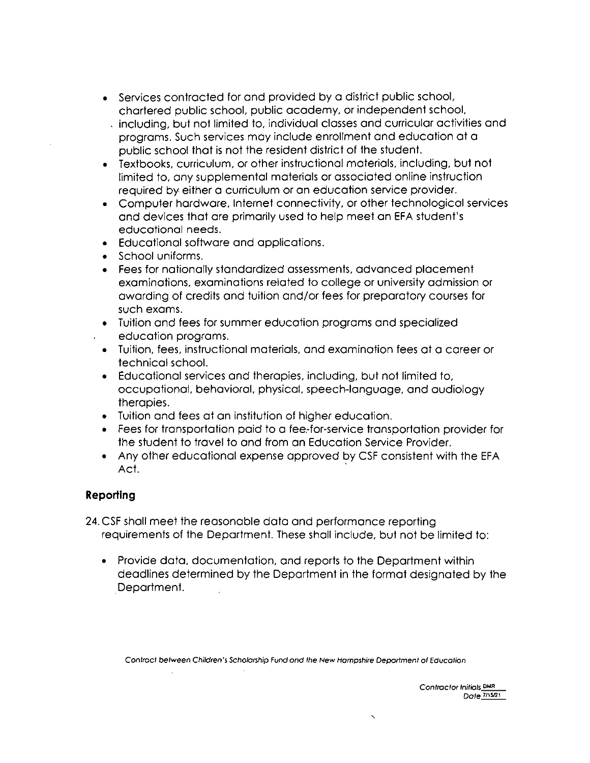- Services contracted for and provided by a district public school, chartered public school, public academy, or independent school, including, but not limited to, individual classes and curricular activities and programs. Such services may include enrollment and education at a public school that is not the resident district of the student.
- Textbooks, curriculum, or other instructional materials, including, but not limited to, any supplemental materials or associated online instruction required by either a curriculum or an education service provider.
- Computer hardware, Internet connectivity, or other technological services and devices that are primarily used to help meet an EFA student's educational needs.
- Educational software and applications.
- School uniforms.
- Fees for nationally standardized assessments, advanced placement examinations, examinations related to college or university admission or awarding of credits and tuition and/or fees for preparatory courses for such exams.
- Tuition and fees for summer education programs and specialized education programs.
- Tuition, fees, instructional materials, and examination fees at a career or technical school.
- Educational services and therapies, including, but not limited to, occupational, behavioral, physical, speech-language, and audiology therapies.
- Tuition and fees at an institution of higher education.
- Fees for transportation paid to a fee-for-service transportation provider for the student to travel to and from an Education Service Provider.
- Any other educational expense approved by CSF consistent with the EFA Act.

## Reporting

24. CSF shall meet the reasonable data and performance reporting requirements of the Department. These shall include, but not be limited to:

    - Provide data, documentation, and reports to the Department within deadlines determined by the Department in the format designated by the Department.

*Contract between Children's Scholarship Fund and the New Hampshire Department of Education*

Contractor Initials DMR
Date 7/15/21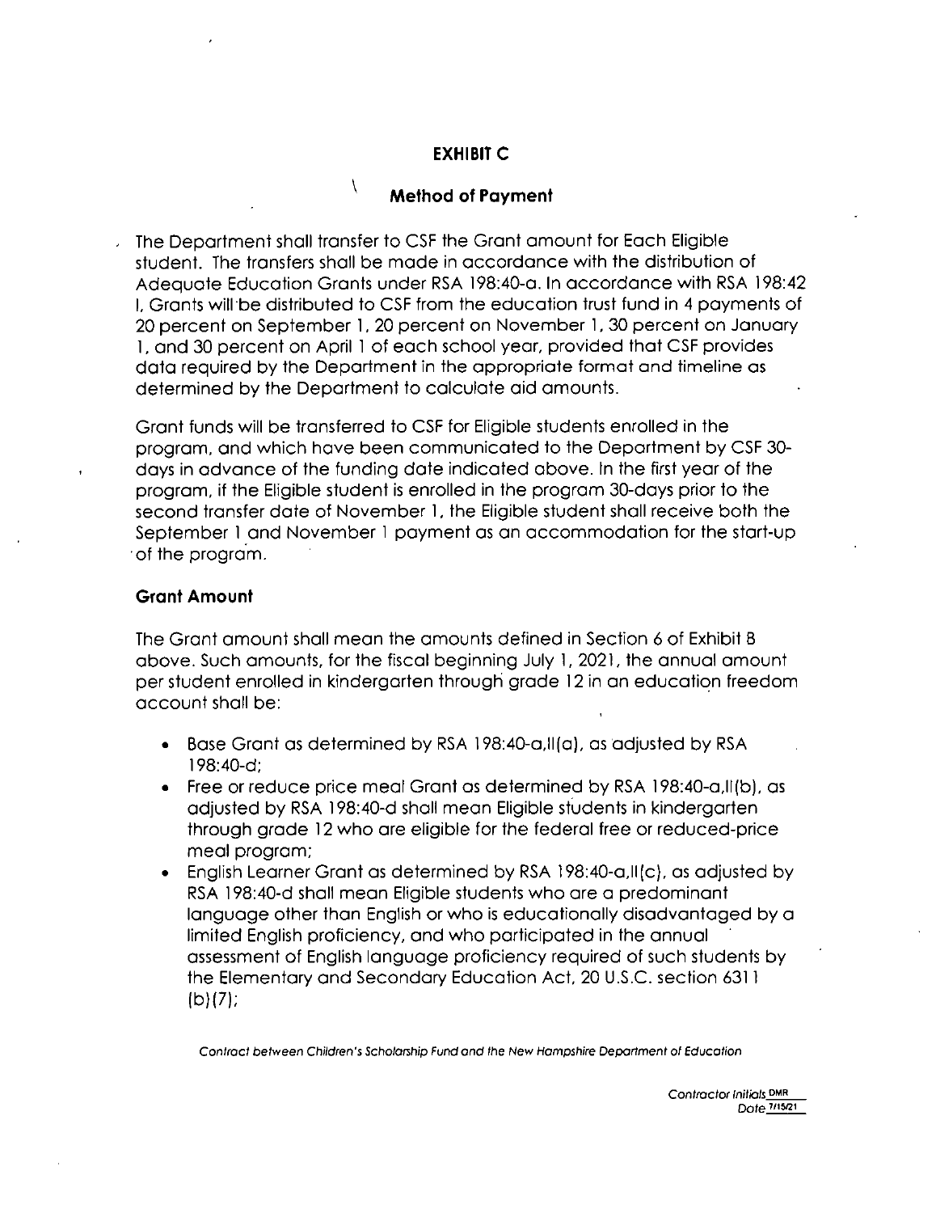# EXHIBIT C

## Method of Payment

The Department shall transfer to CSF the Grant amount for Each Eligible student. The transfers shall be made in accordance with the distribution of Adequate Education Grants under RSA 198:40-a. In accordance with RSA 198:42 I, Grants will be distributed to CSF from the education trust fund in 4 payments of 20 percent on September 1, 20 percent on November 1, 30 percent on January 1, and 30 percent on April 1 of each school year, provided that CSF provides data required by the Department in the appropriate format and timeline as determined by the Department to calculate aid amounts.

Grant funds will be transferred to CSF for Eligible students enrolled in the program, and which have been communicated to the Department by CSF 30-days in advance of the funding date indicated above. In the first year of the program, if the Eligible student is enrolled in the program 30-days prior to the second transfer date of November 1, the Eligible student shall receive both the September 1 and November 1 payment as an accommodation for the start-up of the program.

### Grant Amount

The Grant amount shall mean the amounts defined in Section 6 of Exhibit B above. Such amounts, for the fiscal beginning July 1, 2021, the annual amount per student enrolled in kindergarten through grade 12 in an education freedom account shall be:

- Base Grant as determined by RSA 198:40-a,II(a), as adjusted by RSA 198:40-d;
- Free or reduce price meal Grant as determined by RSA 198:40-a,II(b), as adjusted by RSA 198:40-d shall mean Eligible students in kindergarten through grade 12 who are eligible for the federal free or reduced-price meal program;
- English Learner Grant as determined by RSA 198:40-a,II(c), as adjusted by RSA 198:40-d shall mean Eligible students who are a predominant language other than English or who is educationally disadvantaged by a limited English proficiency, and who participated in the annual assessment of English language proficiency required of such students by the Elementary and Secondary Education Act, 20 U.S.C. section 6311 (b)(7);

*Contract between Children's Scholarship Fund and the New Hampshire Department of Education*

Contractor Initials DMR
Date 7/15/21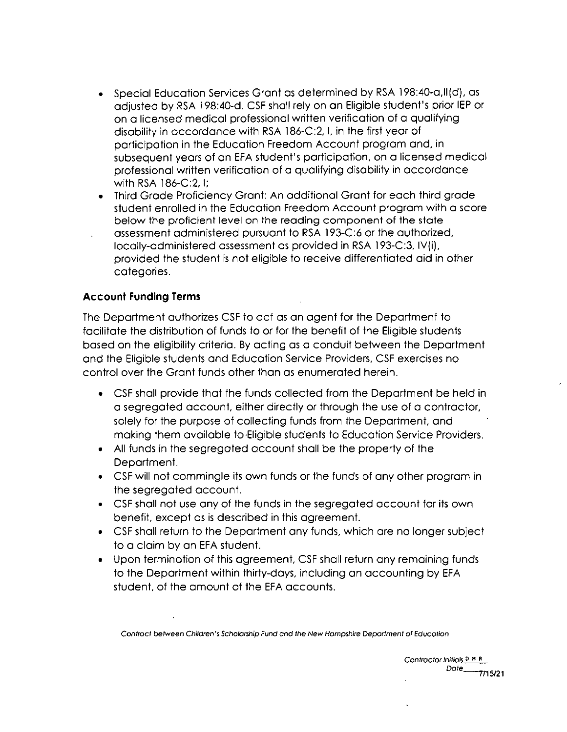- Special Education Services Grant as determined by RSA 198:40-a,II(d), as adjusted by RSA 198:40-d. CSF shall rely on an Eligible student's prior IEP or on a licensed medical professional written verification of a qualifying disability in accordance with RSA 186-C:2, I, in the first year of participation in the Education Freedom Account program and, in subsequent years of an EFA student's participation, on a licensed medical professional written verification of a qualifying disability in accordance with RSA 186-C:2, I;
- Third Grade Proficiency Grant: An additional Grant for each third grade student enrolled in the Education Freedom Account program with a score below the proficient level on the reading component of the state assessment administered pursuant to RSA 193-C:6 or the authorized, locally-administered assessment as provided in RSA 193-C:3, IV(i), provided the student is not eligible to receive differentiated aid in other categories.

### Account Funding Terms

The Department authorizes CSF to act as an agent for the Department to facilitate the distribution of funds to or for the benefit of the Eligible students based on the eligibility criteria. By acting as a conduit between the Department and the Eligible students and Education Service Providers, CSF exercises no control over the Grant funds other than as enumerated herein.

- CSF shall provide that the funds collected from the Department be held in a segregated account, either directly or through the use of a contractor, solely for the purpose of collecting funds from the Department, and making them available to Eligible students to Education Service Providers.
- All funds in the segregated account shall be the property of the Department.
- CSF will not commingle its own funds or the funds of any other program in the segregated account.
- CSF shall not use any of the funds in the segregated account for its own benefit, except as is described in this agreement.
- CSF shall return to the Department any funds, which are no longer subject to a claim by an EFA student.
- Upon termination of this agreement, CSF shall return any remaining funds to the Department within thirty-days, including an accounting by EFA student, of the amount of the EFA accounts.

*Contract between Children's Scholarship Fund and the New Hampshire Department of Education*

Contractor Initials D M R
Date 7/15/21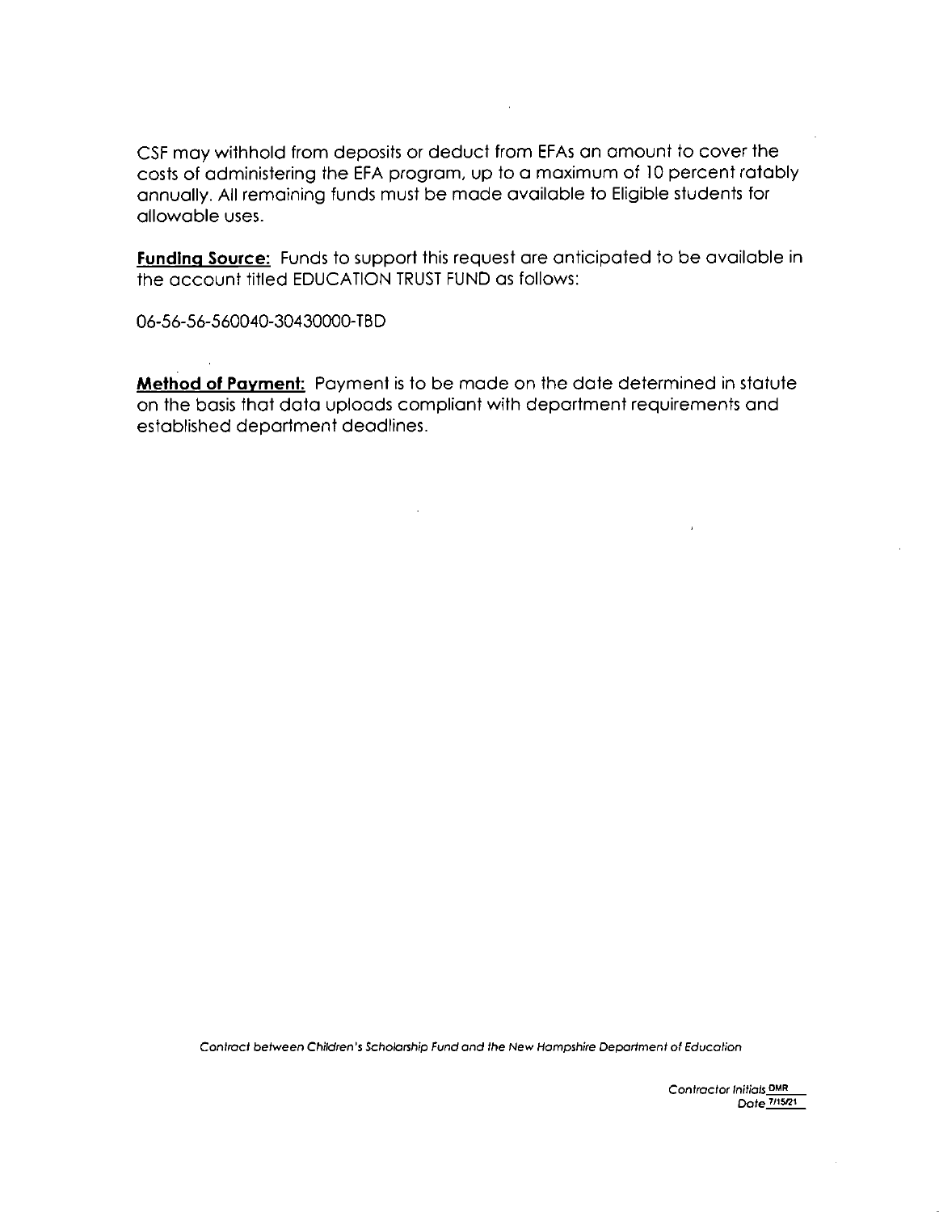CSF may withhold from deposits or deduct from EFAs an amount to cover the costs of administering the EFA program, up to a maximum of 10 percent ratably annually. All remaining funds must be made available to Eligible students for allowable uses.

**Funding Source:** Funds to support this request are anticipated to be available in the account titled EDUCATION TRUST FUND as follows:

06-56-56-560040-30430000-TBD

**Method of Payment:** Payment is to be made on the date determined in statute on the basis that data uploads compliant with department requirements and established department deadlines.

*Contract between Children's Scholarship Fund and the New Hampshire Department of Education*

Contractor Initials DMR
Date 7/15/21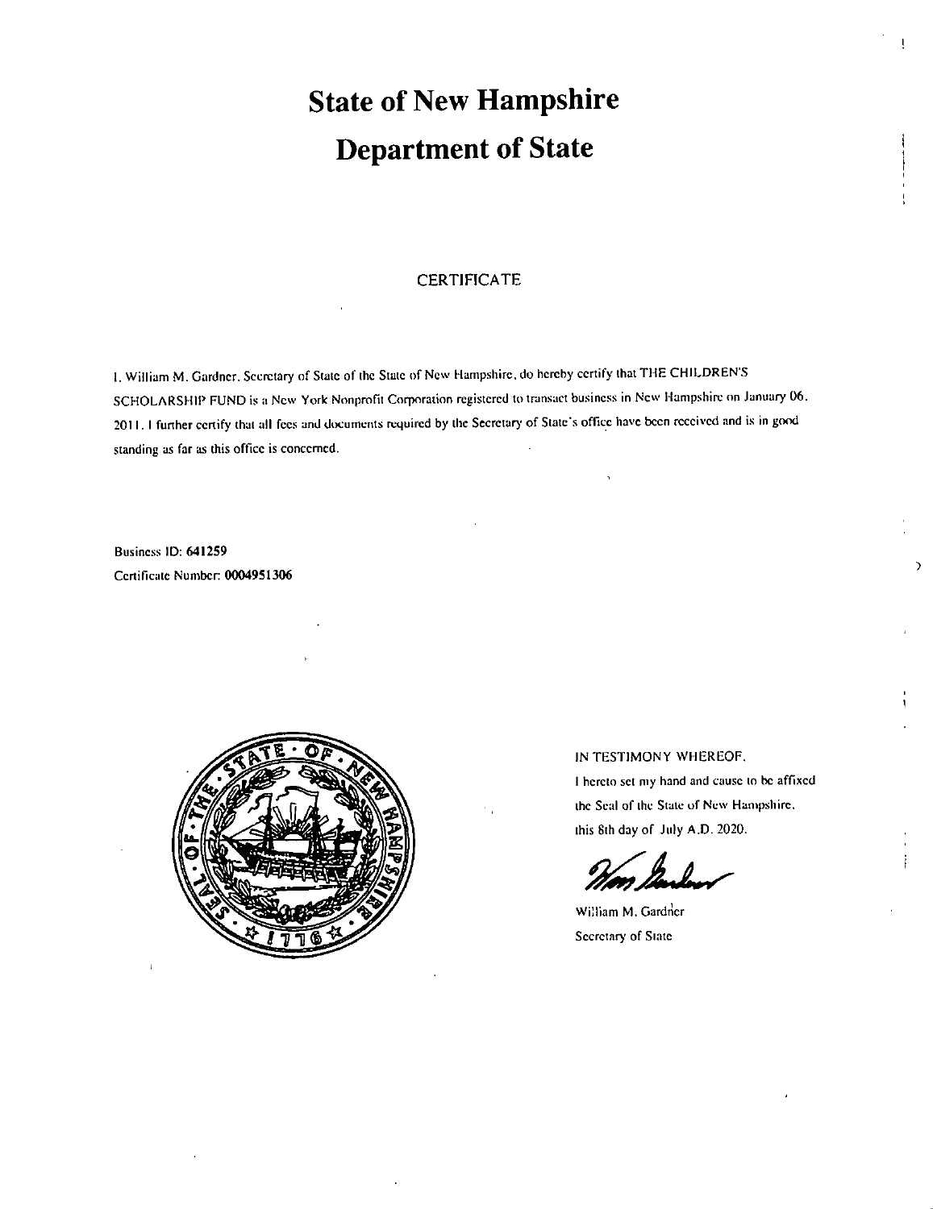# State of New Hampshire
# Department of State

CERTIFICATE

I, William M. Gardner, Secretary of State of the State of New Hampshire, do hereby certify that THE CHILDREN'S SCHOLARSHIP FUND is a New York Nonprofit Corporation registered to transact business in New Hampshire on January 06, 2011. I further certify that all fees and documents required by the Secretary of State's office have been received and is in good standing as far as this office is concerned.

Business ID: **641259**
Certificate Number: **0004951306**

IN TESTIMONY WHEREOF,
I hereto set my hand and cause to be affixed the Seal of the State of New Hampshire, this 8th day of July A.D. 2020.

William M. Gardner
Secretary of State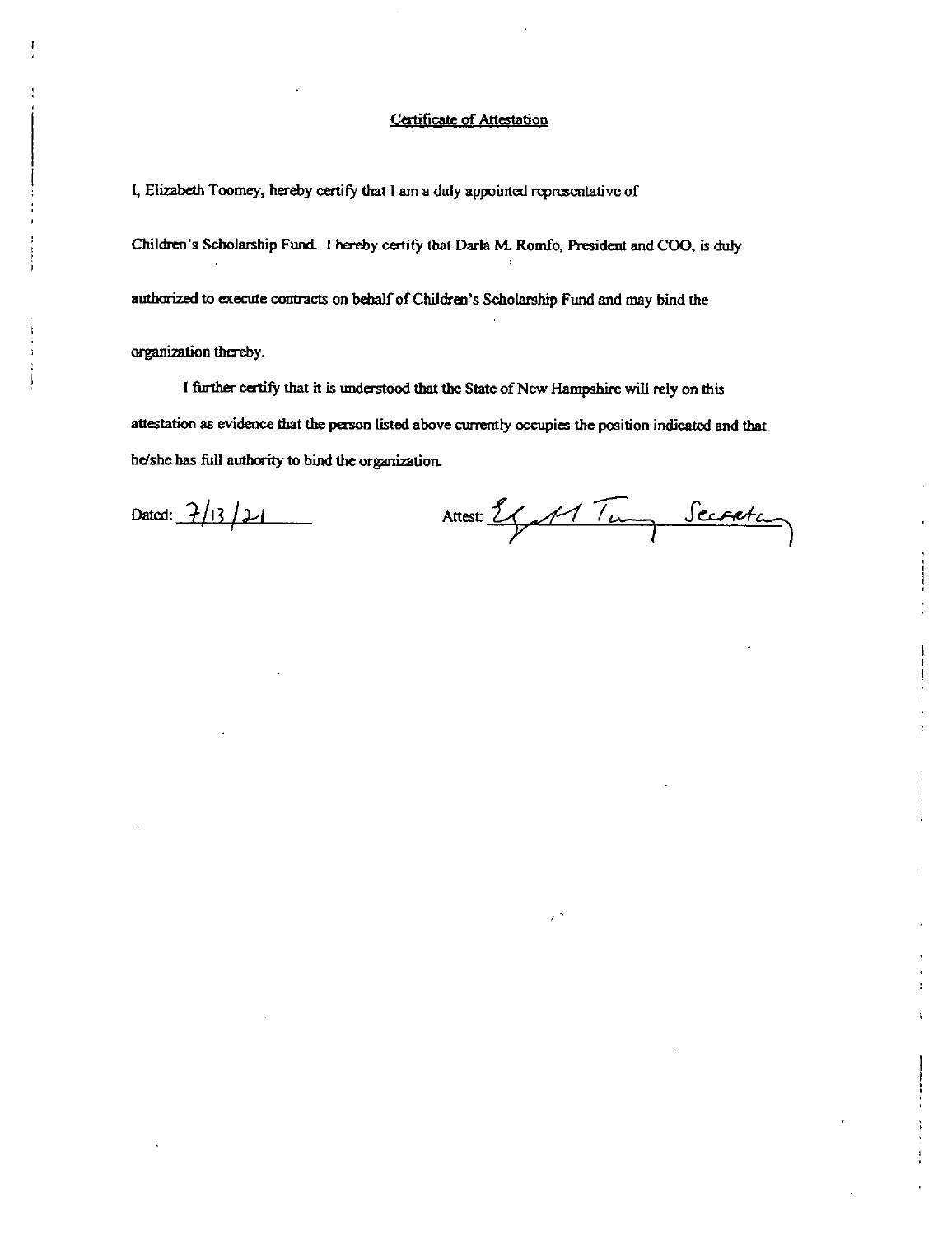## Certificate of Attestation

I, Elizabeth Toomey, hereby certify that I am a duly appointed representative of Children's Scholarship Fund. I hereby certify that Darla M. Romfo, President and COO, is duly authorized to execute contracts on behalf of Children's Scholarship Fund and may bind the organization thereby.

I further certify that it is understood that the State of New Hampshire will rely on this attestation as evidence that the person listed above currently occupies the position indicated and that he/she has full authority to bind the organization.

Dated: 7/13/21

Attest: Elizabeth Toomey Secretary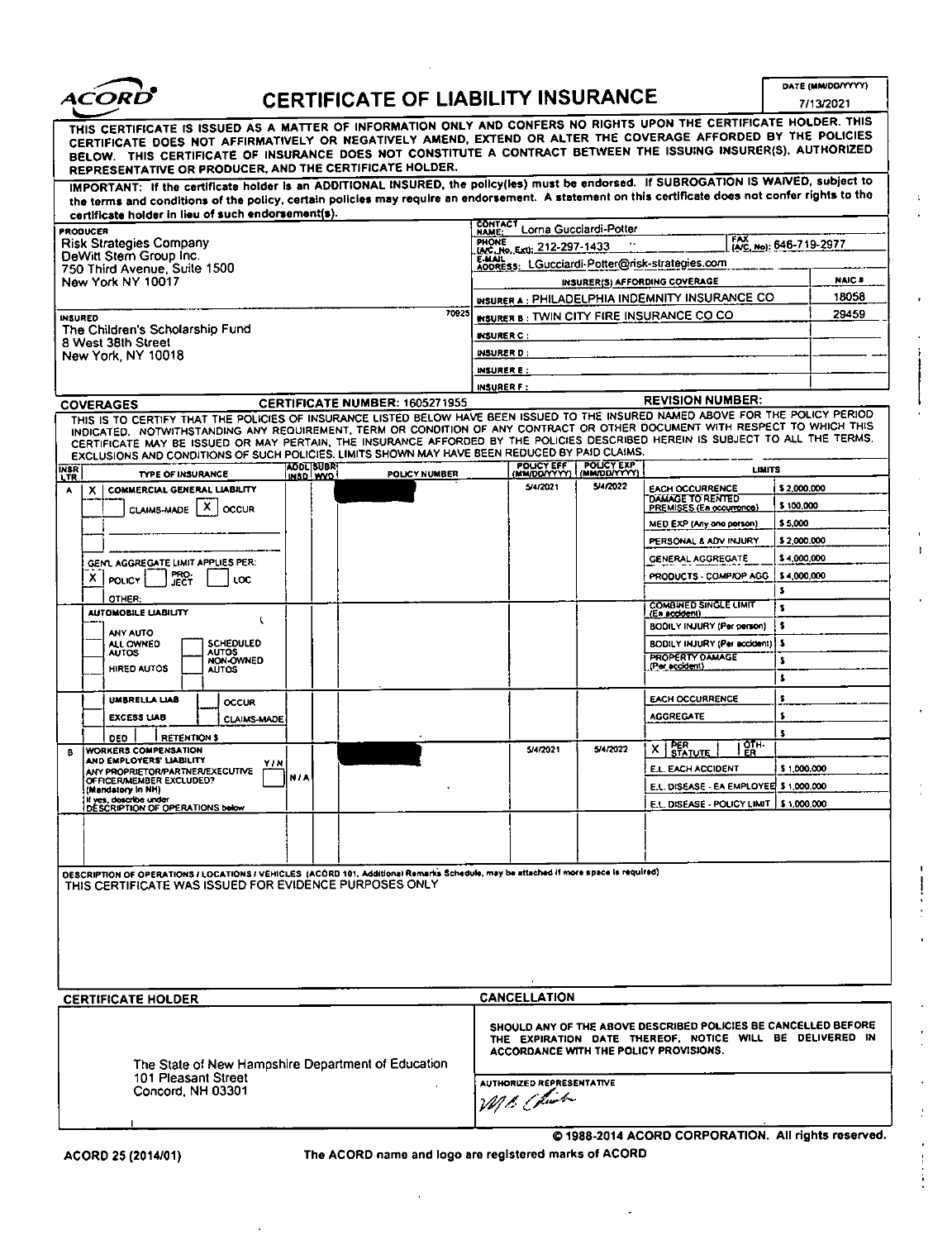# ACORD® CERTIFICATE OF LIABILITY INSURANCE

DATE (MM/DD/YYYY): 7/13/2021

THIS CERTIFICATE IS ISSUED AS A MATTER OF INFORMATION ONLY AND CONFERS NO RIGHTS UPON THE CERTIFICATE HOLDER. THIS CERTIFICATE DOES NOT AFFIRMATIVELY OR NEGATIVELY AMEND, EXTEND OR ALTER THE COVERAGE AFFORDED BY THE POLICIES BELOW. THIS CERTIFICATE OF INSURANCE DOES NOT CONSTITUTE A CONTRACT BETWEEN THE ISSUING INSURER(S), AUTHORIZED REPRESENTATIVE OR PRODUCER, AND THE CERTIFICATE HOLDER.

IMPORTANT: If the certificate holder is an ADDITIONAL INSURED, the policy(ies) must be endorsed. If SUBROGATION IS WAIVED, subject to the terms and conditions of the policy, certain policies may require an endorsement. A statement on this certificate does not confer rights to the certificate holder in lieu of such endorsement(s).

**PRODUCER**
Risk Strategies Company
DeWitt Stern Group Inc.
750 Third Avenue, Suite 1500
New York NY 10017

CONTACT NAME: Lorna Gucciardi-Potter
PHONE (A/C, No, Ext): 212-297-1433
FAX (A/C, No): 646-719-2977
E-MAIL ADDRESS: LGucciardi-Potter@risk-strategies.com

| INSURER(S) AFFORDING COVERAGE | NAIC # |
|---|---|
| INSURER A : PHILADELPHIA INDEMNITY INSURANCE CO | 18058 |
| INSURER B : TWIN CITY FIRE INSURANCE CO CO | 29459 |
| INSURER C : | |
| INSURER D : | |
| INSURER E : | |
| INSURER F : | |

**INSURED** 70925
The Children's Scholarship Fund
8 West 38th Street
New York, NY 10018

## COVERAGES

CERTIFICATE NUMBER: 1605271955 REVISION NUMBER:

THIS IS TO CERTIFY THAT THE POLICIES OF INSURANCE LISTED BELOW HAVE BEEN ISSUED TO THE INSURED NAMED ABOVE FOR THE POLICY PERIOD INDICATED. NOTWITHSTANDING ANY REQUIREMENT, TERM OR CONDITION OF ANY CONTRACT OR OTHER DOCUMENT WITH RESPECT TO WHICH THIS CERTIFICATE MAY BE ISSUED OR MAY PERTAIN, THE INSURANCE AFFORDED BY THE POLICIES DESCRIBED HEREIN IS SUBJECT TO ALL THE TERMS, EXCLUSIONS AND CONDITIONS OF SUCH POLICIES. LIMITS SHOWN MAY HAVE BEEN REDUCED BY PAID CLAIMS.

| INSR LTR | TYPE OF INSURANCE | ADDL INSD | SUBR WVD | POLICY NUMBER | POLICY EFF (MM/DD/YYYY) | POLICY EXP (MM/DD/YYYY) | LIMITS | |
|---|---|---|---|---|---|---|---|---|
| A | X COMMERCIAL GENERAL LIABILITY; CLAIMS-MADE [X] OCCUR; GEN'L AGGREGATE LIMIT APPLIES PER: [X] POLICY [ ] PRO-JECT [ ] LOC; OTHER: | | | [REDACTED] | 5/4/2021 | 5/4/2022 | EACH OCCURRENCE | $ 2,000,000 |
| | | | | | | | DAMAGE TO RENTED PREMISES (Ea occurrence) | $ 100,000 |
| | | | | | | | MED EXP (Any one person) | $ 5,000 |
| | | | | | | | PERSONAL & ADV INJURY | $ 2,000,000 |
| | | | | | | | GENERAL AGGREGATE | $ 4,000,000 |
| | | | | | | | PRODUCTS - COMP/OP AGG | $ 4,000,000 |
| | | | | | | | | $ |
| | AUTOMOBILE LIABILITY; ANY AUTO; ALL OWNED AUTOS; SCHEDULED AUTOS; HIRED AUTOS; NON-OWNED AUTOS | | | | | | COMBINED SINGLE LIMIT (Ea accident) | $ |
| | | | | | | | BODILY INJURY (Per person) | $ |
| | | | | | | | BODILY INJURY (Per accident) | $ |
| | | | | | | | PROPERTY DAMAGE (Per accident) | $ |
| | | | | | | | | $ |
| | UMBRELLA LIAB / OCCUR; EXCESS LIAB / CLAIMS-MADE; DED / RETENTION $ | | | | | | EACH OCCURRENCE | $ |
| | | | | | | | AGGREGATE | $ |
| | | | | | | | | $ |
| B | WORKERS COMPENSATION AND EMPLOYERS' LIABILITY Y/N; ANY PROPRIETOR/PARTNER/EXECUTIVE OFFICER/MEMBER EXCLUDED? (Mandatory in NH) [ ]; If yes, describe under DESCRIPTION OF OPERATIONS below | N/A | | [REDACTED] | 5/4/2021 | 5/4/2022 | X PER STATUTE / OTH-ER | |
| | | | | | | | E.L. EACH ACCIDENT | $ 1,000,000 |
| | | | | | | | E.L. DISEASE - EA EMPLOYEE | $ 1,000,000 |
| | | | | | | | E.L. DISEASE - POLICY LIMIT | $ 1,000,000 |

DESCRIPTION OF OPERATIONS / LOCATIONS / VEHICLES (ACORD 101, Additional Remarks Schedule, may be attached if more space is required)
THIS CERTIFICATE WAS ISSUED FOR EVIDENCE PURPOSES ONLY

## CERTIFICATE HOLDER

The State of New Hampshire Department of Education
101 Pleasant Street
Concord, NH 03301

## CANCELLATION

SHOULD ANY OF THE ABOVE DESCRIBED POLICIES BE CANCELLED BEFORE THE EXPIRATION DATE THEREOF, NOTICE WILL BE DELIVERED IN ACCORDANCE WITH THE POLICY PROVISIONS.

AUTHORIZED REPRESENTATIVE

© 1988-2014 ACORD CORPORATION. All rights reserved.

ACORD 25 (2014/01) The ACORD name and logo are registered marks of ACORD